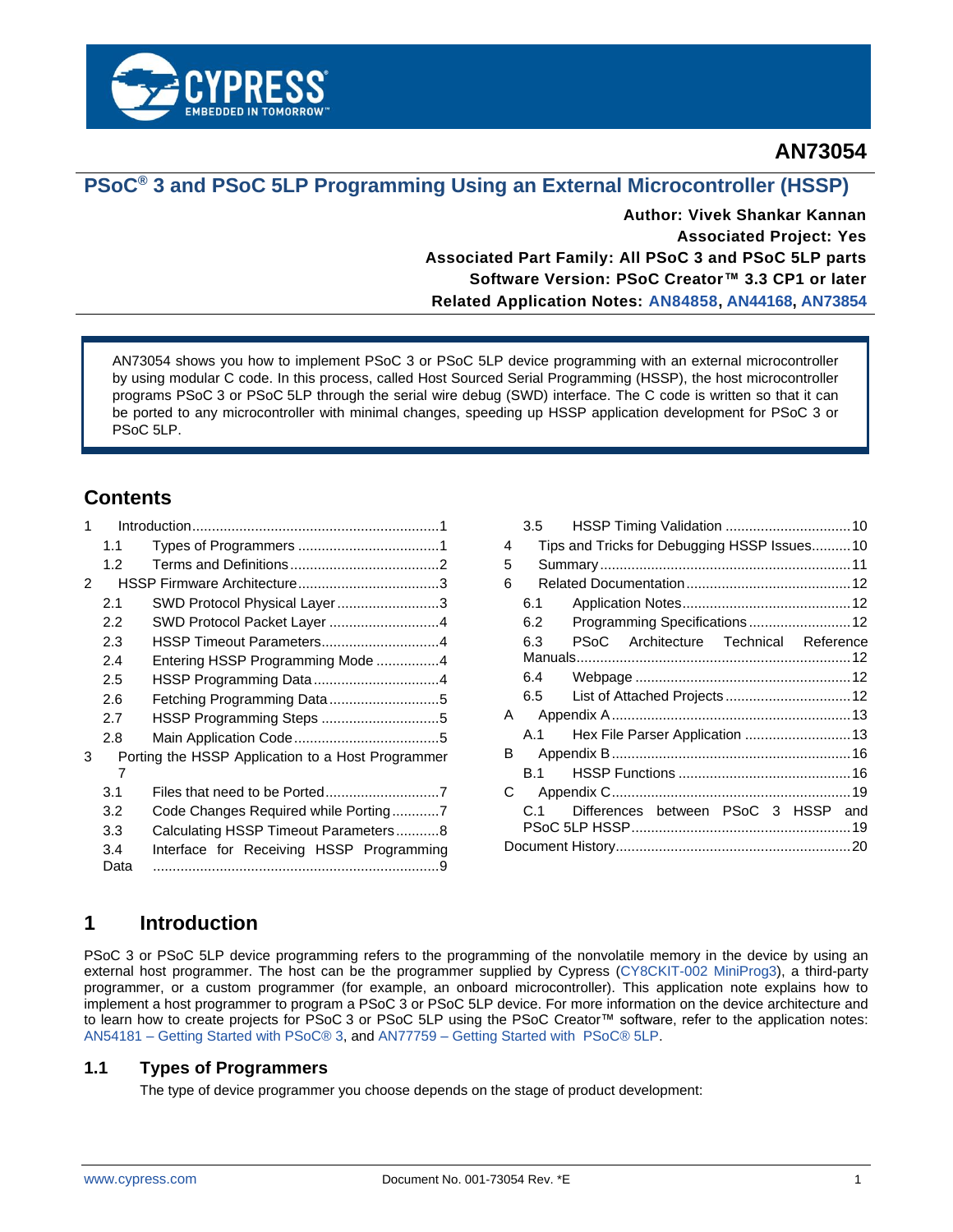AN73054

# PSoC® 3 and PSoC 5LP Programming Using an External Microcontroller (HSSP)

**Author: Vivek Shankar Kannan**
**Associated Project: Yes**
**Associated Part Family: All PSoC 3 and PSoC 5LP parts**
**Software Version: PSoC Creator™ 3.3 CP1 or later**
**Related Application Notes: AN84858, AN44168, AN73854**

AN73054 shows you how to implement PSoC 3 or PSoC 5LP device programming with an external microcontroller by using modular C code. In this process, called Host Sourced Serial Programming (HSSP), the host microcontroller programs PSoC 3 or PSoC 5LP through the serial wire debug (SWD) interface. The C code is written so that it can be ported to any microcontroller with minimal changes, speeding up HSSP application development for PSoC 3 or PSoC 5LP.

## Contents

1 Introduction ....1
- 1.1 Types of Programmers ....1
- 1.2 Terms and Definitions ....2

2 HSSP Firmware Architecture ....3
- 2.1 SWD Protocol Physical Layer ....3
- 2.2 SWD Protocol Packet Layer ....4
- 2.3 HSSP Timeout Parameters ....4
- 2.4 Entering HSSP Programming Mode ....4
- 2.5 HSSP Programming Data ....4
- 2.6 Fetching Programming Data ....5
- 2.7 HSSP Programming Steps ....5
- 2.8 Main Application Code ....5

3 Porting the HSSP Application to a Host Programmer ....7
- 3.1 Files that need to be Ported ....7
- 3.2 Code Changes Required while Porting ....7
- 3.3 Calculating HSSP Timeout Parameters ....8
- 3.4 Interface for Receiving HSSP Programming Data ....9
- 3.5 HSSP Timing Validation ....10

4 Tips and Tricks for Debugging HSSP Issues ....10

5 Summary ....11

6 Related Documentation ....12
- 6.1 Application Notes ....12
- 6.2 Programming Specifications ....12
- 6.3 PSoC Architecture Technical Reference Manuals ....12
- 6.4 Webpage ....12
- 6.5 List of Attached Projects ....12

A Appendix A ....13
- A.1 Hex File Parser Application ....13

B Appendix B ....16
- B.1 HSSP Functions ....16

C Appendix C ....19
- C.1 Differences between PSoC 3 HSSP and PSoC 5LP HSSP ....19

Document History ....20

## 1 Introduction

PSoC 3 or PSoC 5LP device programming refers to the programming of the nonvolatile memory in the device by using an external host programmer. The host can be the programmer supplied by Cypress (CY8CKIT-002 MiniProg3), a third-party programmer, or a custom programmer (for example, an onboard microcontroller). This application note explains how to implement a host programmer to program a PSoC 3 or PSoC 5LP device. For more information on the device architecture and to learn how to create projects for PSoC 3 or PSoC 5LP using the PSoC Creator™ software, refer to the application notes: AN54181 – Getting Started with PSoC® 3, and AN77759 – Getting Started with PSoC® 5LP.

### 1.1 Types of Programmers

The type of device programmer you choose depends on the stage of product development: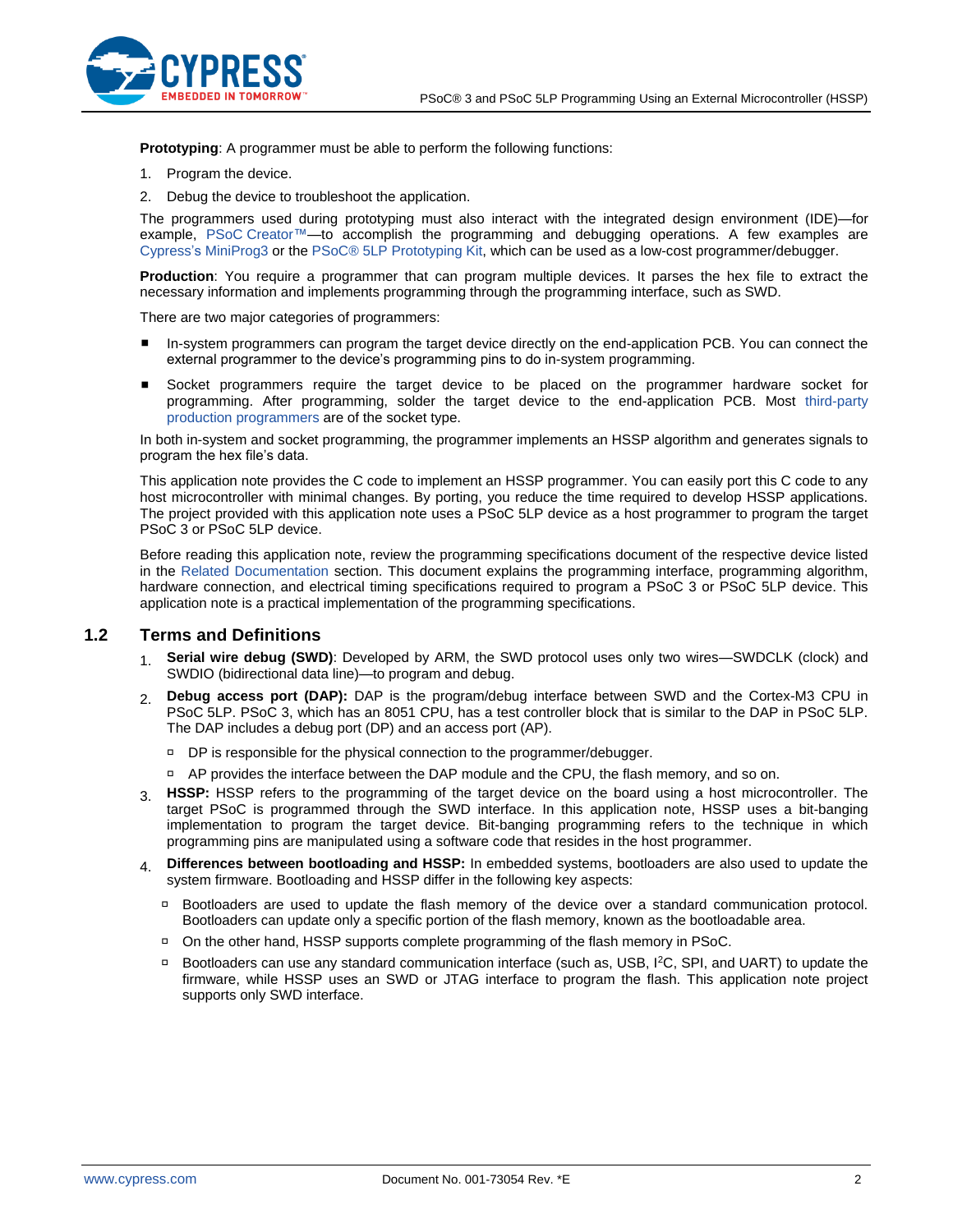**Prototyping**: A programmer must be able to perform the following functions:

1. Program the device.
2. Debug the device to troubleshoot the application.

The programmers used during prototyping must also interact with the integrated design environment (IDE)—for example, PSoC Creator™—to accomplish the programming and debugging operations. A few examples are Cypress's MiniProg3 or the PSoC® 5LP Prototyping Kit, which can be used as a low-cost programmer/debugger.

**Production**: You require a programmer that can program multiple devices. It parses the hex file to extract the necessary information and implements programming through the programming interface, such as SWD.

There are two major categories of programmers:

- In-system programmers can program the target device directly on the end-application PCB. You can connect the external programmer to the device's programming pins to do in-system programming.
- Socket programmers require the target device to be placed on the programmer hardware socket for programming. After programming, solder the target device to the end-application PCB. Most third-party production programmers are of the socket type.

In both in-system and socket programming, the programmer implements an HSSP algorithm and generates signals to program the hex file's data.

This application note provides the C code to implement an HSSP programmer. You can easily port this C code to any host microcontroller with minimal changes. By porting, you reduce the time required to develop HSSP applications. The project provided with this application note uses a PSoC 5LP device as a host programmer to program the target PSoC 3 or PSoC 5LP device.

Before reading this application note, review the programming specifications document of the respective device listed in the Related Documentation section. This document explains the programming interface, programming algorithm, hardware connection, and electrical timing specifications required to program a PSoC 3 or PSoC 5LP device. This application note is a practical implementation of the programming specifications.

## 1.2 Terms and Definitions

1. **Serial wire debug (SWD)**: Developed by ARM, the SWD protocol uses only two wires—SWDCLK (clock) and SWDIO (bidirectional data line)—to program and debug.
2. **Debug access port (DAP):** DAP is the program/debug interface between SWD and the Cortex-M3 CPU in PSoC 5LP. PSoC 3, which has an 8051 CPU, has a test controller block that is similar to the DAP in PSoC 5LP. The DAP includes a debug port (DP) and an access port (AP).
   - DP is responsible for the physical connection to the programmer/debugger.
   - AP provides the interface between the DAP module and the CPU, the flash memory, and so on.
3. **HSSP:** HSSP refers to the programming of the target device on the board using a host microcontroller. The target PSoC is programmed through the SWD interface. In this application note, HSSP uses a bit-banging implementation to program the target device. Bit-banging programming refers to the technique in which programming pins are manipulated using a software code that resides in the host programmer.
4. **Differences between bootloading and HSSP:** In embedded systems, bootloaders are also used to update the system firmware. Bootloading and HSSP differ in the following key aspects:
   - Bootloaders are used to update the flash memory of the device over a standard communication protocol. Bootloaders can update only a specific portion of the flash memory, known as the bootloadable area.
   - On the other hand, HSSP supports complete programming of the flash memory in PSoC.
   - Bootloaders can use any standard communication interface (such as, USB, I$^2$C, SPI, and UART) to update the firmware, while HSSP uses an SWD or JTAG interface to program the flash. This application note project supports only SWD interface.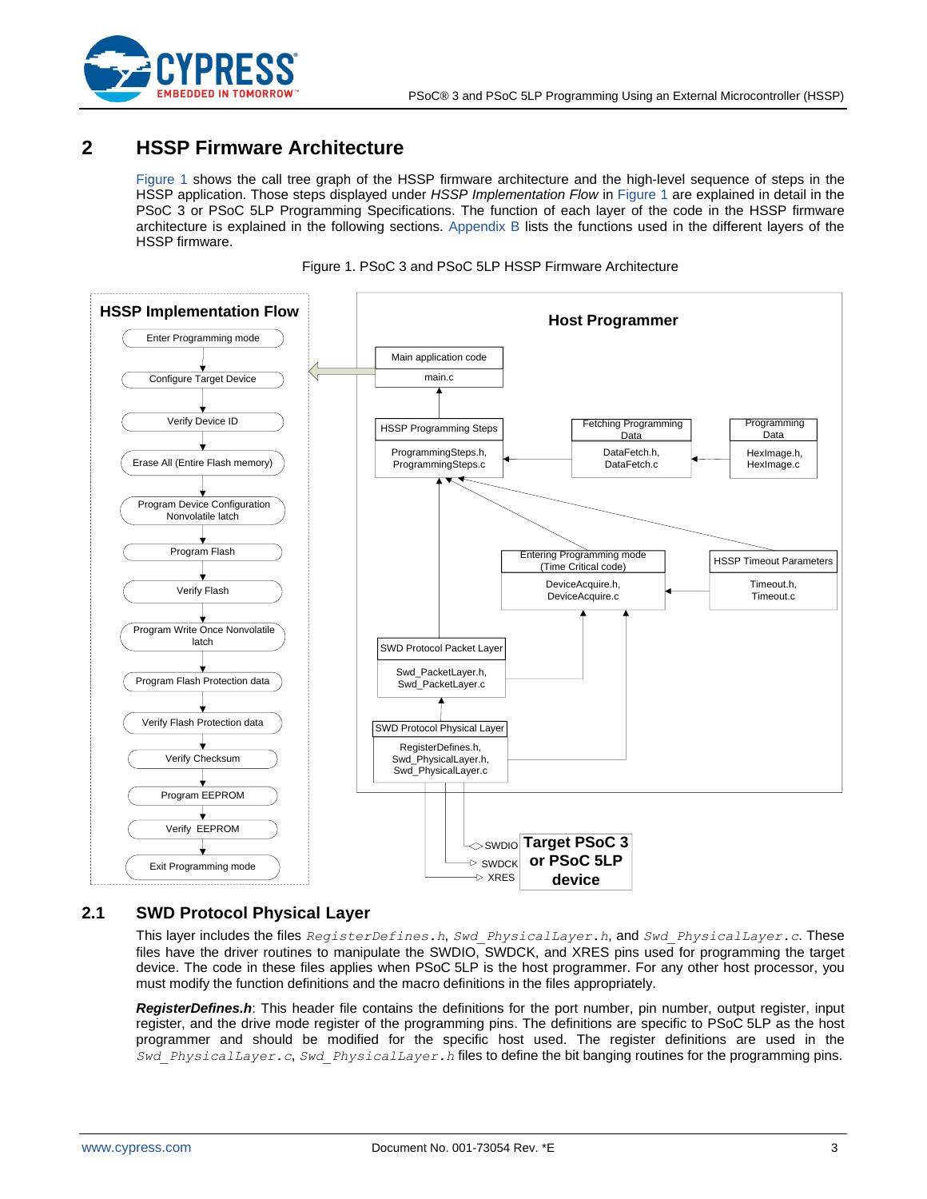# 2 HSSP Firmware Architecture

Figure 1 shows the call tree graph of the HSSP firmware architecture and the high-level sequence of steps in the HSSP application. Those steps displayed under *HSSP Implementation Flow* in Figure 1 are explained in detail in the PSoC 3 or PSoC 5LP Programming Specifications. The function of each layer of the code in the HSSP firmware architecture is explained in the following sections. Appendix B lists the functions used in the different layers of the HSSP firmware.

Figure 1. PSoC 3 and PSoC 5LP HSSP Firmware Architecture

**HSSP Implementation Flow**

- Enter Programming mode
- Configure Target Device
- Verify Device ID
- Erase All (Entire Flash memory)
- Program Device Configuration Nonvolatile latch
- Program Flash
- Verify Flash
- Program Write Once Nonvolatile latch
- Program Flash Protection data
- Verify Flash Protection data
- Verify Checksum
- Program EEPROM
- Verify EEPROM
- Exit Programming mode

**Host Programmer**

- Main application code: main.c
- HSSP Programming Steps: ProgrammingSteps.h, ProgrammingSteps.c
- Fetching Programming Data: DataFetch.h, DataFetch.c
- Programming Data: HexImage.h, HexImage.c
- Entering Programming mode (Time Critical code): DeviceAcquire.h, DeviceAcquire.c
- HSSP Timeout Parameters: Timeout.h, Timeout.c
- SWD Protocol Packet Layer: Swd_PacketLayer.h, Swd_PacketLayer.c
- SWD Protocol Physical Layer: RegisterDefines.h, Swd_PhysicalLayer.h, Swd_PhysicalLayer.c

SWDIO, SWDCK, XRES → **Target PSoC 3 or PSoC 5LP device**

## 2.1 SWD Protocol Physical Layer

This layer includes the files `RegisterDefines.h`, `Swd_PhysicalLayer.h`, and `Swd_PhysicalLayer.c`. These files have the driver routines to manipulate the SWDIO, SWDCK, and XRES pins used for programming the target device. The code in these files applies when PSoC 5LP is the host programmer. For any other host processor, you must modify the function definitions and the macro definitions in the files appropriately.

***RegisterDefines.h***: This header file contains the definitions for the port number, pin number, output register, input register, and the drive mode register of the programming pins. The definitions are specific to PSoC 5LP as the host programmer and should be modified for the specific host used. The register definitions are used in the `Swd_PhysicalLayer.c`, `Swd_PhysicalLayer.h` files to define the bit banging routines for the programming pins.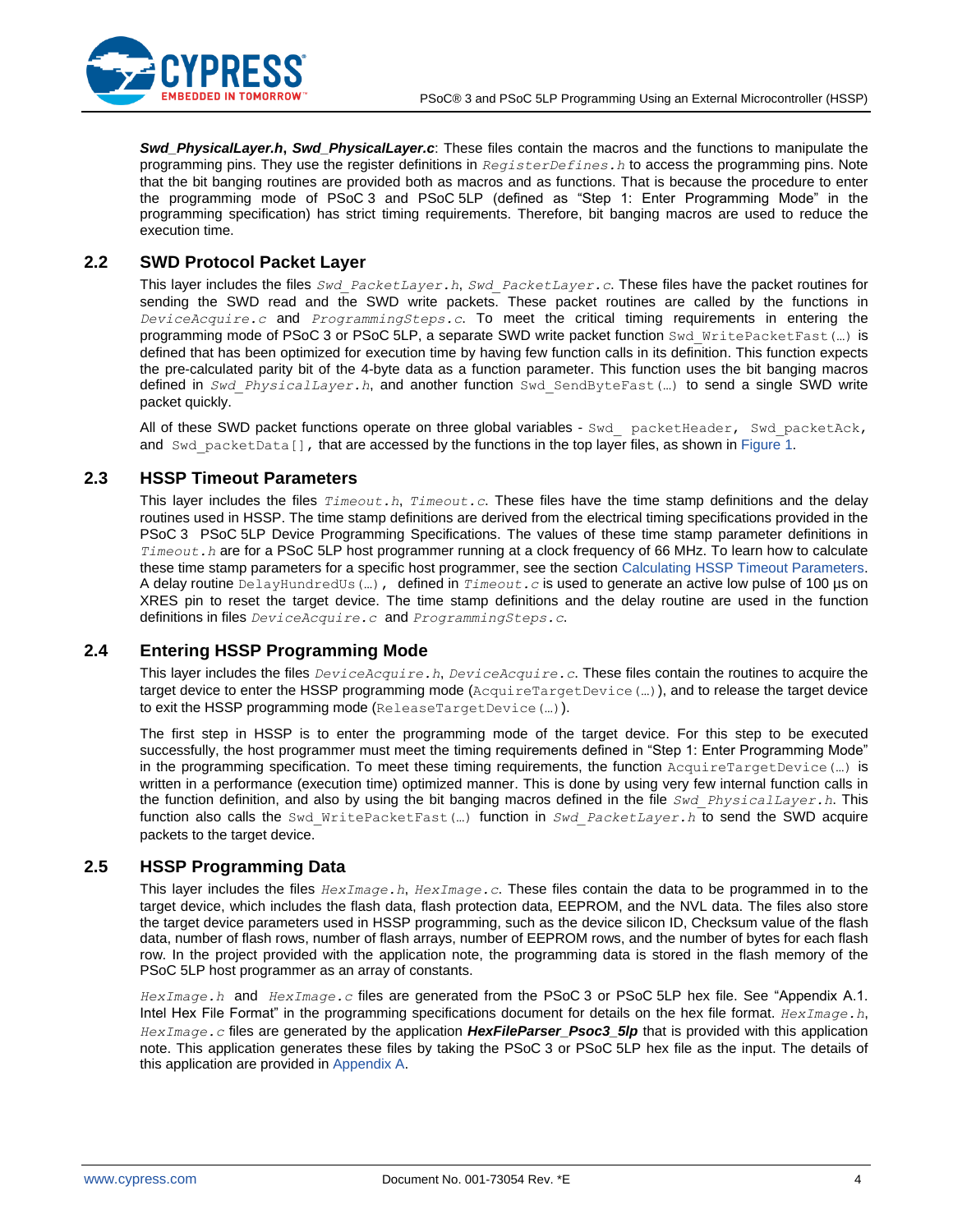***Swd_PhysicalLayer.h***, ***Swd_PhysicalLayer.c***: These files contain the macros and the functions to manipulate the programming pins. They use the register definitions in `RegisterDefines.h` to access the programming pins. Note that the bit banging routines are provided both as macros and as functions. That is because the procedure to enter the programming mode of PSoC 3 and PSoC 5LP (defined as "Step 1: Enter Programming Mode" in the programming specification) has strict timing requirements. Therefore, bit banging macros are used to reduce the execution time.

## 2.2 SWD Protocol Packet Layer

This layer includes the files `Swd_PacketLayer.h`, `Swd_PacketLayer.c`. These files have the packet routines for sending the SWD read and the SWD write packets. These packet routines are called by the functions in `DeviceAcquire.c` and `ProgrammingSteps.c`. To meet the critical timing requirements in entering the programming mode of PSoC 3 or PSoC 5LP, a separate SWD write packet function `Swd_WritePacketFast(…)` is defined that has been optimized for execution time by having few function calls in its definition. This function expects the pre-calculated parity bit of the 4-byte data as a function parameter. This function uses the bit banging macros defined in `Swd_PhysicalLayer.h`, and another function `Swd_SendByteFast(…)` to send a single SWD write packet quickly.

All of these SWD packet functions operate on three global variables - `Swd_ packetHeader, Swd_packetAck`, and `Swd_packetData[]`, that are accessed by the functions in the top layer files, as shown in Figure 1.

## 2.3 HSSP Timeout Parameters

This layer includes the files `Timeout.h`, `Timeout.c`. These files have the time stamp definitions and the delay routines used in HSSP. The time stamp definitions are derived from the electrical timing specifications provided in the PSoC 3 PSoC 5LP Device Programming Specifications. The values of these time stamp parameter definitions in `Timeout.h` are for a PSoC 5LP host programmer running at a clock frequency of 66 MHz. To learn how to calculate these time stamp parameters for a specific host programmer, see the section Calculating HSSP Timeout Parameters. A delay routine `DelayHundredUs(…)`, defined in `Timeout.c` is used to generate an active low pulse of 100 µs on XRES pin to reset the target device. The time stamp definitions and the delay routine are used in the function definitions in files `DeviceAcquire.c` and `ProgrammingSteps.c`.

## 2.4 Entering HSSP Programming Mode

This layer includes the files `DeviceAcquire.h`, `DeviceAcquire.c`. These files contain the routines to acquire the target device to enter the HSSP programming mode (`AcquireTargetDevice(…)`), and to release the target device to exit the HSSP programming mode (`ReleaseTargetDevice(…)`).

The first step in HSSP is to enter the programming mode of the target device. For this step to be executed successfully, the host programmer must meet the timing requirements defined in "Step 1: Enter Programming Mode" in the programming specification. To meet these timing requirements, the function `AcquireTargetDevice(…)` is written in a performance (execution time) optimized manner. This is done by using very few internal function calls in the function definition, and also by using the bit banging macros defined in the file `Swd_PhysicalLayer.h`. This function also calls the `Swd_WritePacketFast(…)` function in `Swd_PacketLayer.h` to send the SWD acquire packets to the target device.

## 2.5 HSSP Programming Data

This layer includes the files `HexImage.h`, `HexImage.c`. These files contain the data to be programmed in to the target device, which includes the flash data, flash protection data, EEPROM, and the NVL data. The files also store the target device parameters used in HSSP programming, such as the device silicon ID, Checksum value of the flash data, number of flash rows, number of flash arrays, number of EEPROM rows, and the number of bytes for each flash row. In the project provided with the application note, the programming data is stored in the flash memory of the PSoC 5LP host programmer as an array of constants.

`HexImage.h` and `HexImage.c` files are generated from the PSoC 3 or PSoC 5LP hex file. See "Appendix A.1. Intel Hex File Format" in the programming specifications document for details on the hex file format. `HexImage.h`, `HexImage.c` files are generated by the application ***HexFileParser_Psoc3_5lp*** that is provided with this application note. This application generates these files by taking the PSoC 3 or PSoC 5LP hex file as the input. The details of this application are provided in Appendix A.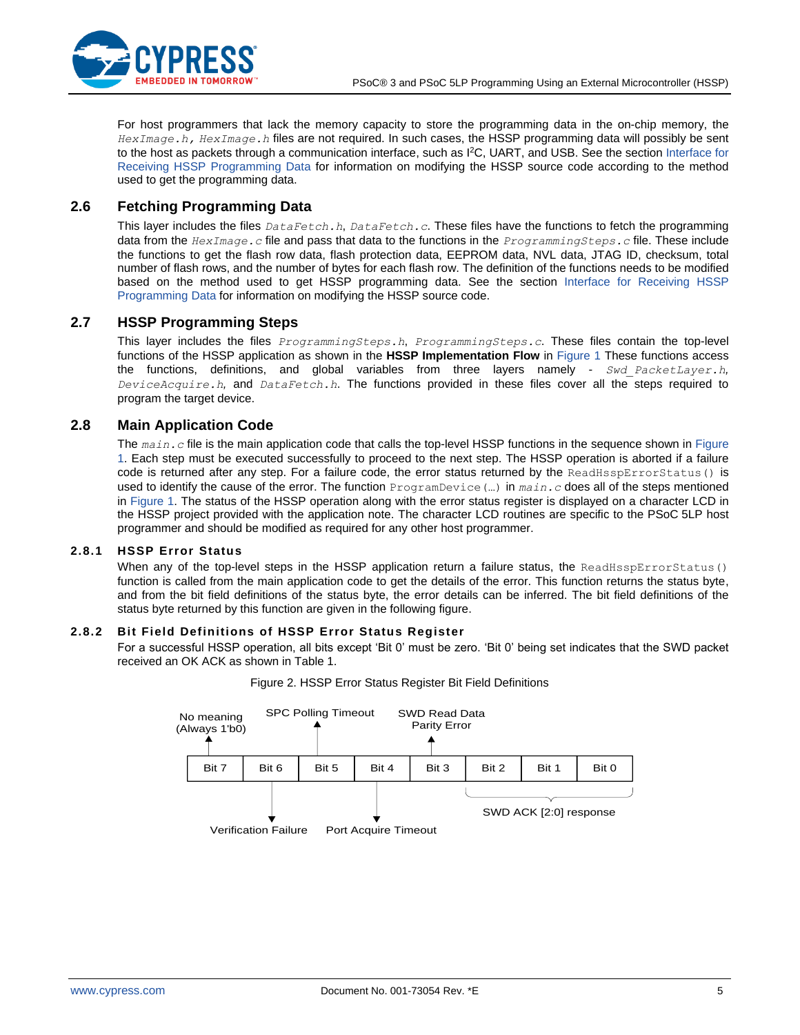For host programmers that lack the memory capacity to store the programming data in the on-chip memory, the `HexImage.h`, `HexImage.h` files are not required. In such cases, the HSSP programming data will possibly be sent to the host as packets through a communication interface, such as I²C, UART, and USB. See the section Interface for Receiving HSSP Programming Data for information on modifying the HSSP source code according to the method used to get the programming data.

## 2.6 Fetching Programming Data

This layer includes the files `DataFetch.h`, `DataFetch.c`. These files have the functions to fetch the programming data from the `HexImage.c` file and pass that data to the functions in the `ProgrammingSteps.c` file. These include the functions to get the flash row data, flash protection data, EEPROM data, NVL data, JTAG ID, checksum, total number of flash rows, and the number of bytes for each flash row. The definition of the functions needs to be modified based on the method used to get HSSP programming data. See the section Interface for Receiving HSSP Programming Data for information on modifying the HSSP source code.

## 2.7 HSSP Programming Steps

This layer includes the files `ProgrammingSteps.h`, `ProgrammingSteps.c`. These files contain the top-level functions of the HSSP application as shown in the **HSSP Implementation Flow** in Figure 1 These functions access the functions, definitions, and global variables from three layers namely - `Swd_PacketLayer.h`, `DeviceAcquire.h`, and `DataFetch.h`. The functions provided in these files cover all the steps required to program the target device.

## 2.8 Main Application Code

The `main.c` file is the main application code that calls the top-level HSSP functions in the sequence shown in Figure 1. Each step must be executed successfully to proceed to the next step. The HSSP operation is aborted if a failure code is returned after any step. For a failure code, the error status returned by the `ReadHsspErrorStatus()` is used to identify the cause of the error. The function `ProgramDevice(…)` in `main.c` does all of the steps mentioned in Figure 1. The status of the HSSP operation along with the error status register is displayed on a character LCD in the HSSP project provided with the application note. The character LCD routines are specific to the PSoC 5LP host programmer and should be modified as required for any other host programmer.

### 2.8.1 HSSP Error Status

When any of the top-level steps in the HSSP application return a failure status, the `ReadHsspErrorStatus()` function is called from the main application code to get the details of the error. This function returns the status byte, and from the bit field definitions of the status byte, the error details can be inferred. The bit field definitions of the status byte returned by this function are given in the following figure.

### 2.8.2 Bit Field Definitions of HSSP Error Status Register

For a successful HSSP operation, all bits except 'Bit 0' must be zero. 'Bit 0' being set indicates that the SWD packet received an OK ACK as shown in Table 1.

Figure 2. HSSP Error Status Register Bit Field Definitions

| Bit 7 | Bit 6 | Bit 5 | Bit 4 | Bit 3 | Bit 2 | Bit 1 | Bit 0 |
|---|---|---|---|---|---|---|---|
| No meaning (Always 1'b0) | Verification Failure | SPC Polling Timeout | Port Acquire Timeout | SWD Read Data Parity Error | SWD ACK [2:0] response | | |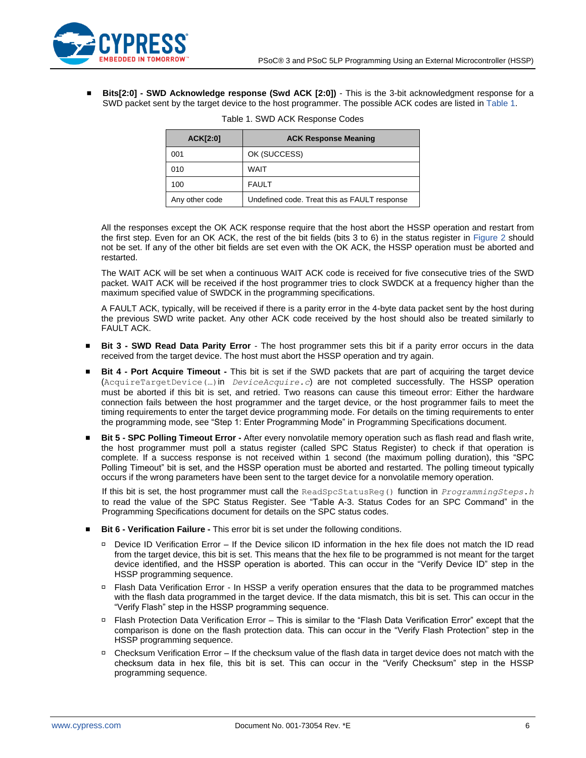- **Bits[2:0] - SWD Acknowledge response (Swd ACK [2:0])** - This is the 3-bit acknowledgment response for a SWD packet sent by the target device to the host programmer. The possible ACK codes are listed in Table 1.

Table 1. SWD ACK Response Codes

| ACK[2:0] | ACK Response Meaning |
|---|---|
| 001 | OK (SUCCESS) |
| 010 | WAIT |
| 100 | FAULT |
| Any other code | Undefined code. Treat this as FAULT response |

All the responses except the OK ACK response require that the host abort the HSSP operation and restart from the first step. Even for an OK ACK, the rest of the bit fields (bits 3 to 6) in the status register in Figure 2 should not be set. If any of the other bit fields are set even with the OK ACK, the HSSP operation must be aborted and restarted.

The WAIT ACK will be set when a continuous WAIT ACK code is received for five consecutive tries of the SWD packet. WAIT ACK will be received if the host programmer tries to clock SWDCK at a frequency higher than the maximum specified value of SWDCK in the programming specifications.

A FAULT ACK, typically, will be received if there is a parity error in the 4-byte data packet sent by the host during the previous SWD write packet. Any other ACK code received by the host should also be treated similarly to FAULT ACK.

- **Bit 3 - SWD Read Data Parity Error** - The host programmer sets this bit if a parity error occurs in the data received from the target device. The host must abort the HSSP operation and try again.

- **Bit 4 - Port Acquire Timeout -** This bit is set if the SWD packets that are part of acquiring the target device (`AcquireTargetDevice(…)` in *`DeviceAcquire.c`*) are not completed successfully. The HSSP operation must be aborted if this bit is set, and retried. Two reasons can cause this timeout error: Either the hardware connection fails between the host programmer and the target device, or the host programmer fails to meet the timing requirements to enter the target device programming mode. For details on the timing requirements to enter the programming mode, see “Step 1: Enter Programming Mode” in Programming Specifications document.

- **Bit 5 - SPC Polling Timeout Error -** After every nonvolatile memory operation such as flash read and flash write, the host programmer must poll a status register (called SPC Status Register) to check if that operation is complete. If a success response is not received within 1 second (the maximum polling duration), this “SPC Polling Timeout” bit is set, and the HSSP operation must be aborted and restarted. The polling timeout typically occurs if the wrong parameters have been sent to the target device for a nonvolatile memory operation.

  If this bit is set, the host programmer must call the `ReadSpcStatusReg()` function in *`ProgrammingSteps.h`* to read the value of the SPC Status Register. See “Table A-3. Status Codes for an SPC Command” in the Programming Specifications document for details on the SPC status codes.

- **Bit 6 - Verification Failure -** This error bit is set under the following conditions.
  - Device ID Verification Error – If the Device silicon ID information in the hex file does not match the ID read from the target device, this bit is set. This means that the hex file to be programmed is not meant for the target device identified, and the HSSP operation is aborted. This can occur in the “Verify Device ID” step in the HSSP programming sequence.
  - Flash Data Verification Error - In HSSP a verify operation ensures that the data to be programmed matches with the flash data programmed in the target device. If the data mismatch, this bit is set. This can occur in the “Verify Flash” step in the HSSP programming sequence.
  - Flash Protection Data Verification Error – This is similar to the “Flash Data Verification Error” except that the comparison is done on the flash protection data. This can occur in the “Verify Flash Protection” step in the HSSP programming sequence.
  - Checksum Verification Error – If the checksum value of the flash data in target device does not match with the checksum data in hex file, this bit is set. This can occur in the “Verify Checksum” step in the HSSP programming sequence.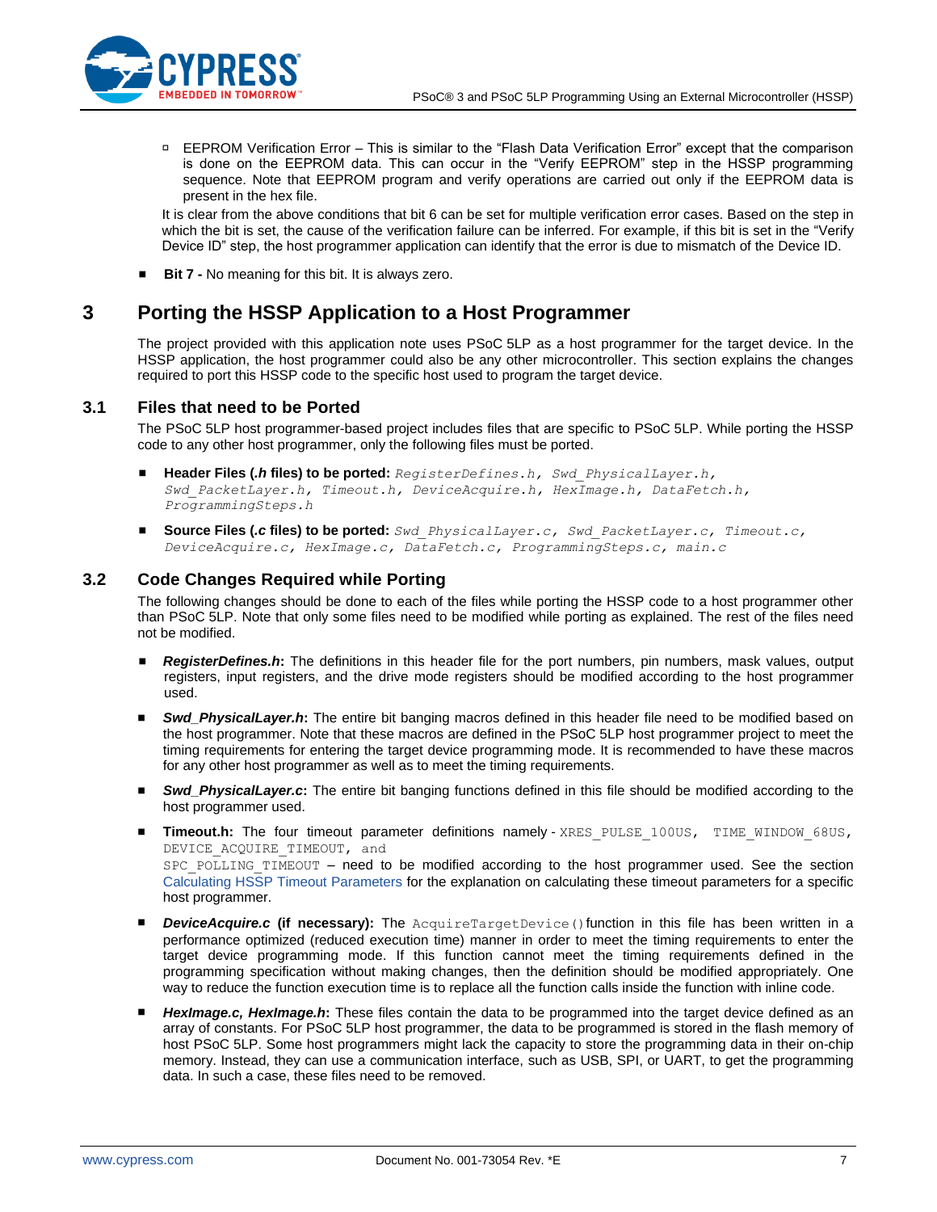- EEPROM Verification Error – This is similar to the "Flash Data Verification Error" except that the comparison is done on the EEPROM data. This can occur in the "Verify EEPROM" step in the HSSP programming sequence. Note that EEPROM program and verify operations are carried out only if the EEPROM data is present in the hex file.

It is clear from the above conditions that bit 6 can be set for multiple verification error cases. Based on the step in which the bit is set, the cause of the verification failure can be inferred. For example, if this bit is set in the "Verify Device ID" step, the host programmer application can identify that the error is due to mismatch of the Device ID.

- **Bit 7 -** No meaning for this bit. It is always zero.

# 3 Porting the HSSP Application to a Host Programmer

The project provided with this application note uses PSoC 5LP as a host programmer for the target device. In the HSSP application, the host programmer could also be any other microcontroller. This section explains the changes required to port this HSSP code to the specific host used to program the target device.

## 3.1 Files that need to be Ported

The PSoC 5LP host programmer-based project includes files that are specific to PSoC 5LP. While porting the HSSP code to any other host programmer, only the following files must be ported.

- **Header Files (*.h* files) to be ported:** *RegisterDefines.h, Swd_PhysicalLayer.h, Swd_PacketLayer.h, Timeout.h, DeviceAcquire.h, HexImage.h, DataFetch.h, ProgrammingSteps.h*
- **Source Files (*.c* files) to be ported:** *Swd_PhysicalLayer.c, Swd_PacketLayer.c, Timeout.c, DeviceAcquire.c, HexImage.c, DataFetch.c, ProgrammingSteps.c, main.c*

## 3.2 Code Changes Required while Porting

The following changes should be done to each of the files while porting the HSSP code to a host programmer other than PSoC 5LP. Note that only some files need to be modified while porting as explained. The rest of the files need not be modified.

- ***RegisterDefines.h*:** The definitions in this header file for the port numbers, pin numbers, mask values, output registers, input registers, and the drive mode registers should be modified according to the host programmer used.
- ***Swd_PhysicalLayer.h*:** The entire bit banging macros defined in this header file need to be modified based on the host programmer. Note that these macros are defined in the PSoC 5LP host programmer project to meet the timing requirements for entering the target device programming mode. It is recommended to have these macros for any other host programmer as well as to meet the timing requirements.
- ***Swd_PhysicalLayer.c*:** The entire bit banging functions defined in this file should be modified according to the host programmer used.
- **Timeout.h:** The four timeout parameter definitions namely - `XRES_PULSE_100US`, `TIME_WINDOW_68US`, `DEVICE_ACQUIRE_TIMEOUT`, and `SPC_POLLING_TIMEOUT` – need to be modified according to the host programmer used. See the section Calculating HSSP Timeout Parameters for the explanation on calculating these timeout parameters for a specific host programmer.
- ***DeviceAcquire.c* (if necessary):** The `AcquireTargetDevice()` function in this file has been written in a performance optimized (reduced execution time) manner in order to meet the timing requirements to enter the target device programming mode. If this function cannot meet the timing requirements defined in the programming specification without making changes, then the definition should be modified appropriately. One way to reduce the function execution time is to replace all the function calls inside the function with inline code.
- ***HexImage.c, HexImage.h*:** These files contain the data to be programmed into the target device defined as an array of constants. For PSoC 5LP host programmer, the data to be programmed is stored in the flash memory of host PSoC 5LP. Some host programmers might lack the capacity to store the programming data in their on-chip memory. Instead, they can use a communication interface, such as USB, SPI, or UART, to get the programming data. In such a case, these files need to be removed.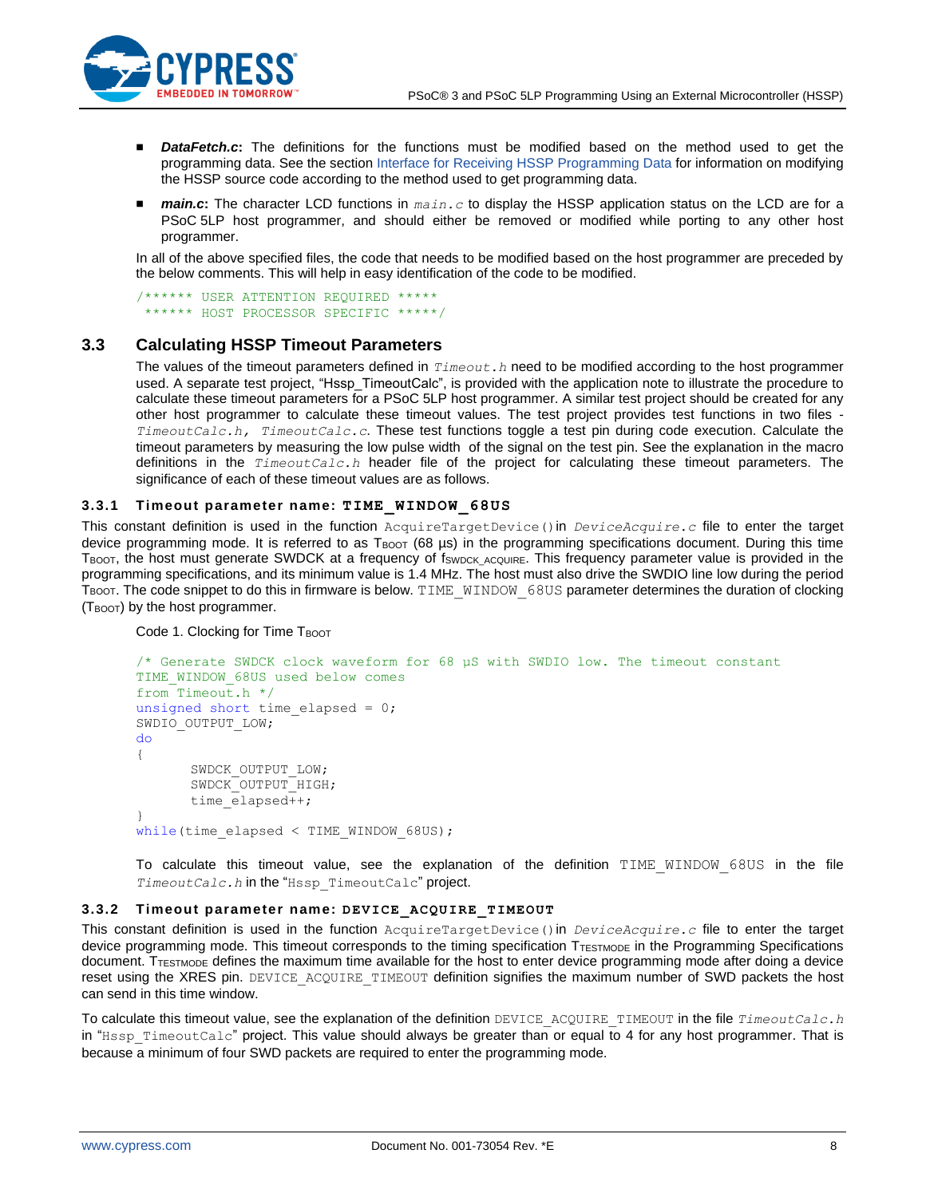- ***DataFetch.c*:** The definitions for the functions must be modified based on the method used to get the programming data. See the section Interface for Receiving HSSP Programming Data for information on modifying the HSSP source code according to the method used to get programming data.
- ***main.c*:** The character LCD functions in *main.c* to display the HSSP application status on the LCD are for a PSoC 5LP host programmer, and should either be removed or modified while porting to any other host programmer.

In all of the above specified files, the code that needs to be modified based on the host programmer are preceded by the below comments. This will help in easy identification of the code to be modified.

```
/****** USER ATTENTION REQUIRED *****
 ****** HOST PROCESSOR SPECIFIC *****/
```

## 3.3 Calculating HSSP Timeout Parameters

The values of the timeout parameters defined in *Timeout.h* need to be modified according to the host programmer used. A separate test project, "Hssp_TimeoutCalc", is provided with the application note to illustrate the procedure to calculate these timeout parameters for a PSoC 5LP host programmer. A similar test project should be created for any other host programmer to calculate these timeout values. The test project provides test functions in two files - *TimeoutCalc.h, TimeoutCalc.c*. These test functions toggle a test pin during code execution. Calculate the timeout parameters by measuring the low pulse width of the signal on the test pin. See the explanation in the macro definitions in the *TimeoutCalc.h* header file of the project for calculating these timeout parameters. The significance of each of these timeout values are as follows.

### 3.3.1 Timeout parameter name: TIME_WINDOW_68US

This constant definition is used in the function AcquireTargetDevice() in *DeviceAcquire.c* file to enter the target device programming mode. It is referred to as $T_{BOOT}$ (68 µs) in the programming specifications document. During this time $T_{BOOT}$, the host must generate SWDCK at a frequency of $f_{SWDCK\_ACQUIRE}$. This frequency parameter value is provided in the programming specifications, and its minimum value is 1.4 MHz. The host must also drive the SWDIO line low during the period $T_{BOOT}$. The code snippet to do this in firmware is below. TIME_WINDOW_68US parameter determines the duration of clocking ($T_{BOOT}$) by the host programmer.

Code 1. Clocking for Time $T_{BOOT}$

```
/* Generate SWDCK clock waveform for 68 µS with SWDIO low. The timeout constant
TIME_WINDOW_68US used below comes
from Timeout.h */
unsigned short time_elapsed = 0;
SWDIO_OUTPUT_LOW;
do
{
       SWDCK_OUTPUT_LOW;
       SWDCK_OUTPUT_HIGH;
       time_elapsed++;
}
while(time_elapsed < TIME_WINDOW_68US);
```

To calculate this timeout value, see the explanation of the definition TIME_WINDOW_68US in the file *TimeoutCalc.h* in the "Hssp_TimeoutCalc" project.

### 3.3.2 Timeout parameter name: DEVICE_ACQUIRE_TIMEOUT

This constant definition is used in the function AcquireTargetDevice() in *DeviceAcquire.c* file to enter the target device programming mode. This timeout corresponds to the timing specification $T_{TESTMODE}$ in the Programming Specifications document. $T_{TESTMODE}$ defines the maximum time available for the host to enter device programming mode after doing a device reset using the XRES pin. DEVICE_ACQUIRE_TIMEOUT definition signifies the maximum number of SWD packets the host can send in this time window.

To calculate this timeout value, see the explanation of the definition DEVICE_ACQUIRE_TIMEOUT in the file *TimeoutCalc.h* in "Hssp_TimeoutCalc" project. This value should always be greater than or equal to 4 for any host programmer. That is because a minimum of four SWD packets are required to enter the programming mode.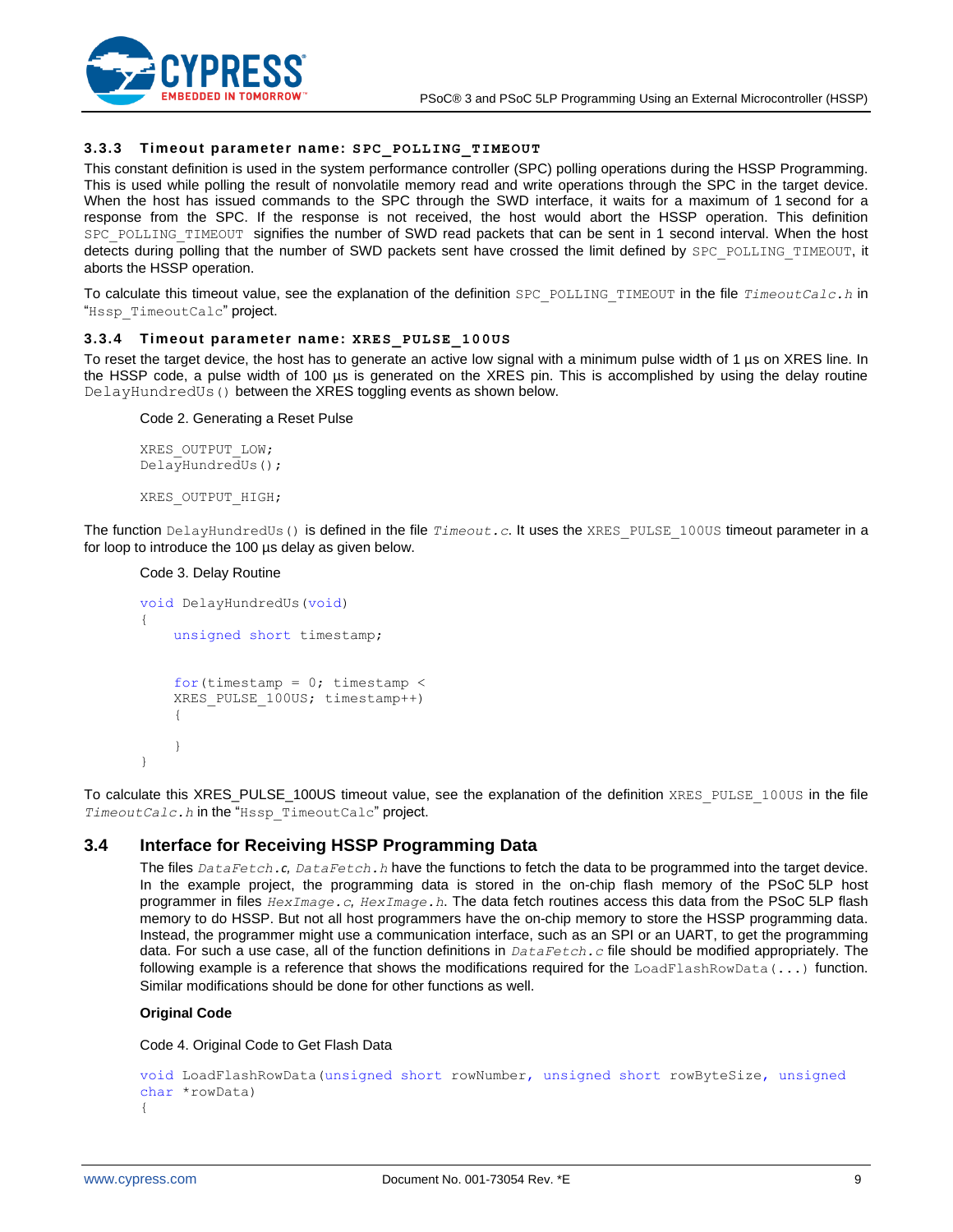### 3.3.3 Timeout parameter name: SPC_POLLING_TIMEOUT

This constant definition is used in the system performance controller (SPC) polling operations during the HSSP Programming. This is used while polling the result of nonvolatile memory read and write operations through the SPC in the target device. When the host has issued commands to the SPC through the SWD interface, it waits for a maximum of 1 second for a response from the SPC. If the response is not received, the host would abort the HSSP operation. This definition `SPC_POLLING_TIMEOUT` signifies the number of SWD read packets that can be sent in 1 second interval. When the host detects during polling that the number of SWD packets sent have crossed the limit defined by `SPC_POLLING_TIMEOUT`, it aborts the HSSP operation.

To calculate this timeout value, see the explanation of the definition `SPC_POLLING_TIMEOUT` in the file *TimeoutCalc.h* in "`Hssp_TimeoutCalc`" project.

### 3.3.4 Timeout parameter name: XRES_PULSE_100US

To reset the target device, the host has to generate an active low signal with a minimum pulse width of 1 µs on XRES line. In the HSSP code, a pulse width of 100 µs is generated on the XRES pin. This is accomplished by using the delay routine `DelayHundredUs()` between the XRES toggling events as shown below.

Code 2. Generating a Reset Pulse

```
XRES_OUTPUT_LOW;
DelayHundredUs();

XRES_OUTPUT_HIGH;
```

The function `DelayHundredUs()` is defined in the file *Timeout.c*. It uses the `XRES_PULSE_100US` timeout parameter in a for loop to introduce the 100 µs delay as given below.

Code 3. Delay Routine

```
void DelayHundredUs(void)
{
    unsigned short timestamp;

    for(timestamp = 0; timestamp <
    XRES_PULSE_100US; timestamp++)
    {

    }
}
```

To calculate this XRES_PULSE_100US timeout value, see the explanation of the definition `XRES_PULSE_100US` in the file *TimeoutCalc.h* in the "`Hssp_TimeoutCalc`" project.

## 3.4 Interface for Receiving HSSP Programming Data

The files *DataFetch.c*, *DataFetch.h* have the functions to fetch the data to be programmed into the target device. In the example project, the programming data is stored in the on-chip flash memory of the PSoC 5LP host programmer in files *HexImage.c*, *HexImage.h*. The data fetch routines access this data from the PSoC 5LP flash memory to do HSSP. But not all host programmers have the on-chip memory to store the HSSP programming data. Instead, the programmer might use a communication interface, such as an SPI or an UART, to get the programming data. For such a use case, all of the function definitions in *DataFetch.c* file should be modified appropriately. The following example is a reference that shows the modifications required for the `LoadFlashRowData(...)` function. Similar modifications should be done for other functions as well.

**Original Code**

Code 4. Original Code to Get Flash Data

```
void LoadFlashRowData(unsigned short rowNumber, unsigned short rowByteSize, unsigned
char *rowData)
{
```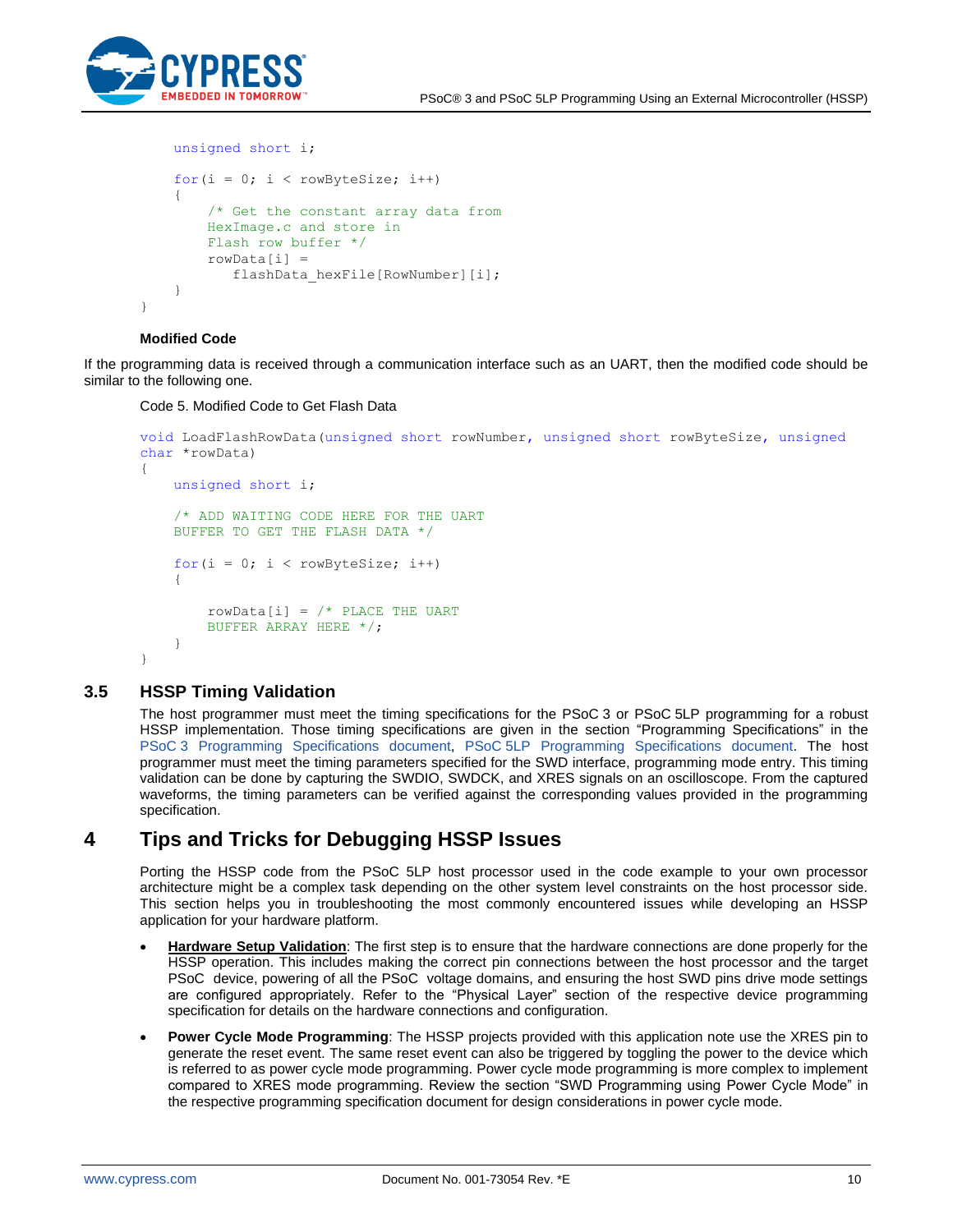```
    unsigned short i;

    for(i = 0; i < rowByteSize; i++)
    {
        /* Get the constant array data from
        HexImage.c and store in
        Flash row buffer */
        rowData[i] =
           flashData_hexFile[RowNumber][i];
    }
}
```

**Modified Code**

If the programming data is received through a communication interface such as an UART, then the modified code should be similar to the following one.

Code 5. Modified Code to Get Flash Data

```
void LoadFlashRowData(unsigned short rowNumber, unsigned short rowByteSize, unsigned
char *rowData)
{
    unsigned short i;

    /* ADD WAITING CODE HERE FOR THE UART
    BUFFER TO GET THE FLASH DATA */

    for(i = 0; i < rowByteSize; i++)
    {

        rowData[i] = /* PLACE THE UART
        BUFFER ARRAY HERE */;
    }
}
```

## 3.5 HSSP Timing Validation

The host programmer must meet the timing specifications for the PSoC 3 or PSoC 5LP programming for a robust HSSP implementation. Those timing specifications are given in the section "Programming Specifications" in the PSoC 3 Programming Specifications document, PSoC 5LP Programming Specifications document. The host programmer must meet the timing parameters specified for the SWD interface, programming mode entry. This timing validation can be done by capturing the SWDIO, SWDCK, and XRES signals on an oscilloscope. From the captured waveforms, the timing parameters can be verified against the corresponding values provided in the programming specification.

# 4 Tips and Tricks for Debugging HSSP Issues

Porting the HSSP code from the PSoC 5LP host processor used in the code example to your own processor architecture might be a complex task depending on the other system level constraints on the host processor side. This section helps you in troubleshooting the most commonly encountered issues while developing an HSSP application for your hardware platform.

- **Hardware Setup Validation**: The first step is to ensure that the hardware connections are done properly for the HSSP operation. This includes making the correct pin connections between the host processor and the target PSoC device, powering of all the PSoC voltage domains, and ensuring the host SWD pins drive mode settings are configured appropriately. Refer to the "Physical Layer" section of the respective device programming specification for details on the hardware connections and configuration.
- **Power Cycle Mode Programming**: The HSSP projects provided with this application note use the XRES pin to generate the reset event. The same reset event can also be triggered by toggling the power to the device which is referred to as power cycle mode programming. Power cycle mode programming is more complex to implement compared to XRES mode programming. Review the section "SWD Programming using Power Cycle Mode" in the respective programming specification document for design considerations in power cycle mode.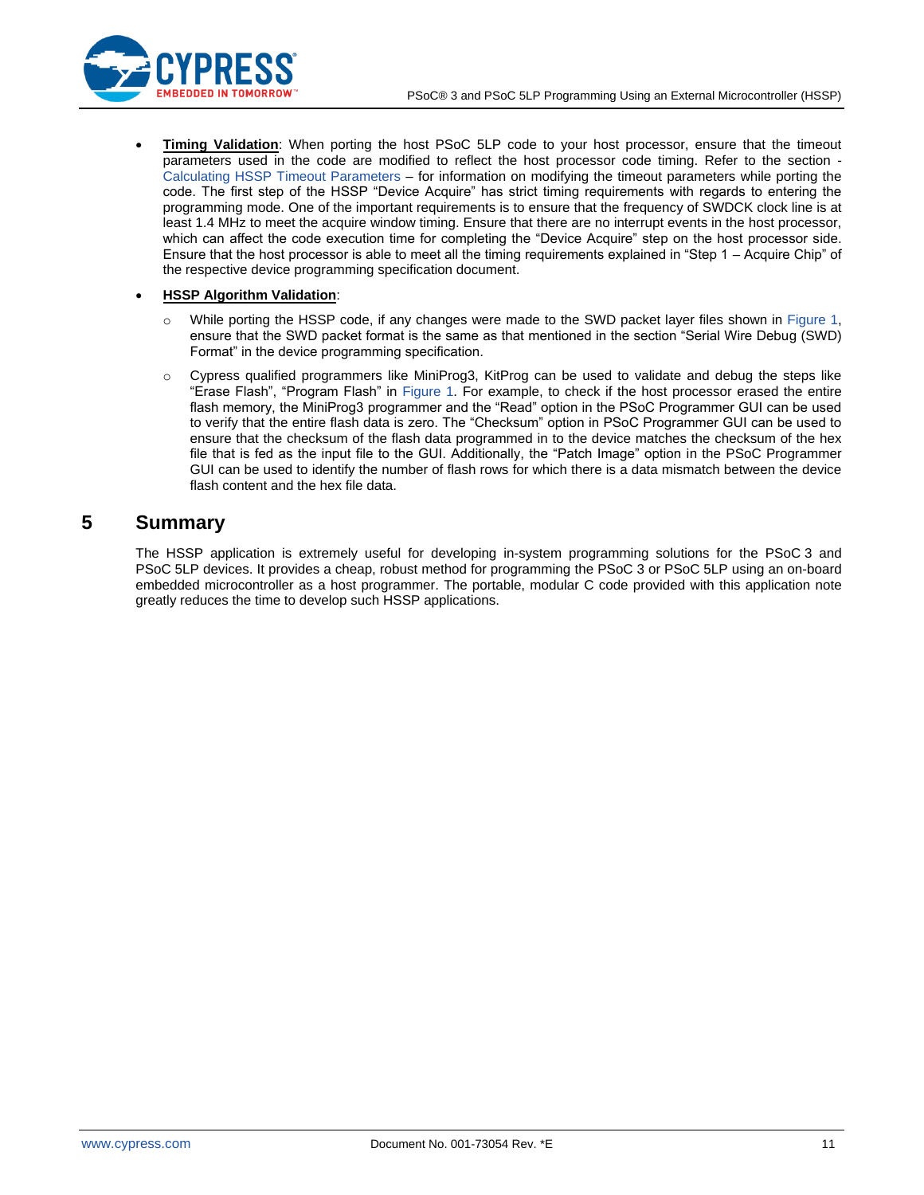- **Timing Validation**: When porting the host PSoC 5LP code to your host processor, ensure that the timeout parameters used in the code are modified to reflect the host processor code timing. Refer to the section - Calculating HSSP Timeout Parameters – for information on modifying the timeout parameters while porting the code. The first step of the HSSP "Device Acquire" has strict timing requirements with regards to entering the programming mode. One of the important requirements is to ensure that the frequency of SWDCK clock line is at least 1.4 MHz to meet the acquire window timing. Ensure that there are no interrupt events in the host processor, which can affect the code execution time for completing the "Device Acquire" step on the host processor side. Ensure that the host processor is able to meet all the timing requirements explained in "Step 1 – Acquire Chip" of the respective device programming specification document.

- **HSSP Algorithm Validation**:
  - While porting the HSSP code, if any changes were made to the SWD packet layer files shown in Figure 1, ensure that the SWD packet format is the same as that mentioned in the section "Serial Wire Debug (SWD) Format" in the device programming specification.
  - Cypress qualified programmers like MiniProg3, KitProg can be used to validate and debug the steps like "Erase Flash", "Program Flash" in Figure 1. For example, to check if the host processor erased the entire flash memory, the MiniProg3 programmer and the "Read" option in the PSoC Programmer GUI can be used to verify that the entire flash data is zero. The "Checksum" option in PSoC Programmer GUI can be used to ensure that the checksum of the flash data programmed in to the device matches the checksum of the hex file that is fed as the input file to the GUI. Additionally, the "Patch Image" option in the PSoC Programmer GUI can be used to identify the number of flash rows for which there is a data mismatch between the device flash content and the hex file data.

# 5 Summary

The HSSP application is extremely useful for developing in-system programming solutions for the PSoC 3 and PSoC 5LP devices. It provides a cheap, robust method for programming the PSoC 3 or PSoC 5LP using an on-board embedded microcontroller as a host programmer. The portable, modular C code provided with this application note greatly reduces the time to develop such HSSP applications.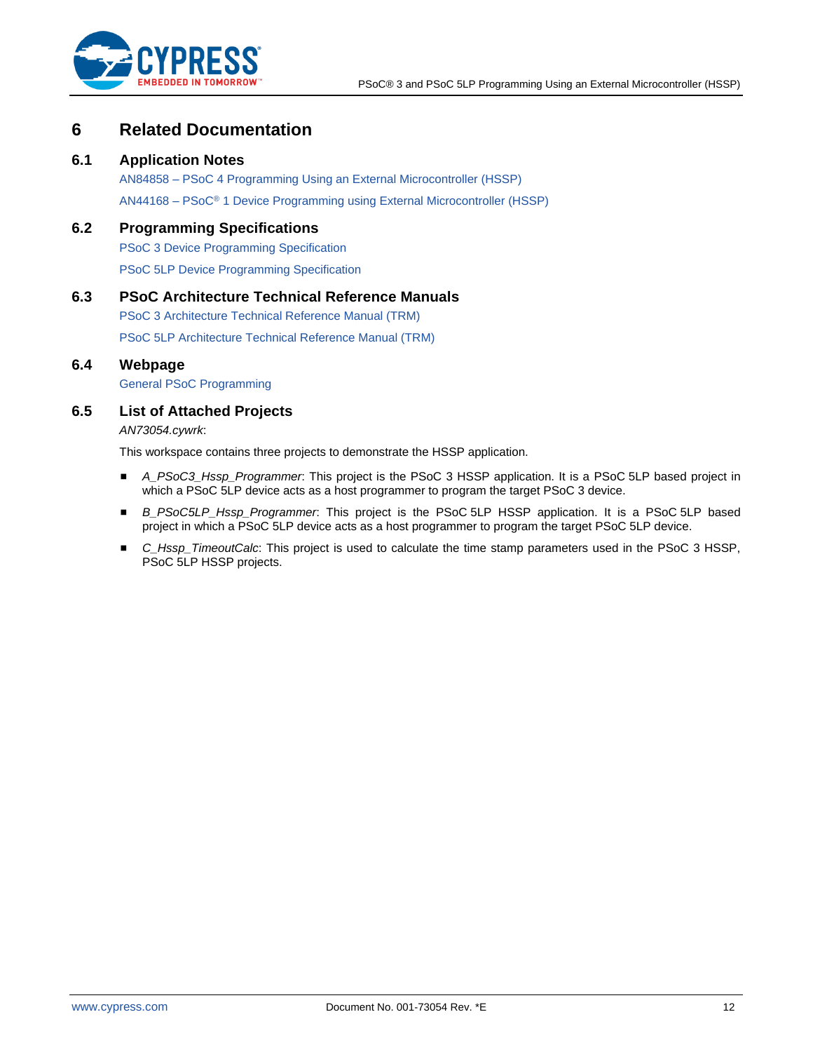# 6 Related Documentation

## 6.1 Application Notes

AN84858 – PSoC 4 Programming Using an External Microcontroller (HSSP)

AN44168 – PSoC® 1 Device Programming using External Microcontroller (HSSP)

## 6.2 Programming Specifications

PSoC 3 Device Programming Specification

PSoC 5LP Device Programming Specification

## 6.3 PSoC Architecture Technical Reference Manuals

PSoC 3 Architecture Technical Reference Manual (TRM)

PSoC 5LP Architecture Technical Reference Manual (TRM)

## 6.4 Webpage

General PSoC Programming

## 6.5 List of Attached Projects

*AN73054.cywrk*:

This workspace contains three projects to demonstrate the HSSP application.

- *A_PSoC3_Hssp_Programmer*: This project is the PSoC 3 HSSP application. It is a PSoC 5LP based project in which a PSoC 5LP device acts as a host programmer to program the target PSoC 3 device.
- *B_PSoC5LP_Hssp_Programmer*: This project is the PSoC 5LP HSSP application. It is a PSoC 5LP based project in which a PSoC 5LP device acts as a host programmer to program the target PSoC 5LP device.
- *C_Hssp_TimeoutCalc*: This project is used to calculate the time stamp parameters used in the PSoC 3 HSSP, PSoC 5LP HSSP projects.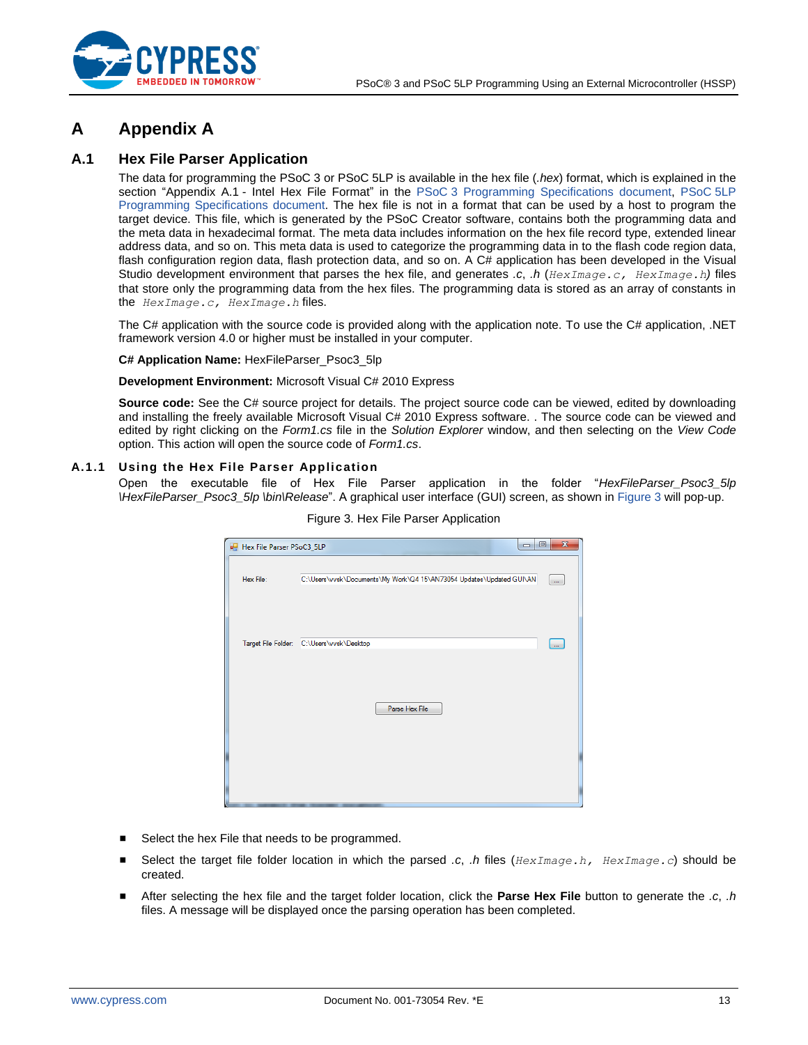# A Appendix A

## A.1 Hex File Parser Application

The data for programming the PSoC 3 or PSoC 5LP is available in the hex file (*.hex*) format, which is explained in the section "Appendix A.1 - Intel Hex File Format" in the PSoC 3 Programming Specifications document, PSoC 5LP Programming Specifications document. The hex file is not in a format that can be used by a host to program the target device. This file, which is generated by the PSoC Creator software, contains both the programming data and the meta data in hexadecimal format. The meta data includes information on the hex file record type, extended linear address data, and so on. This meta data is used to categorize the programming data in to the flash code region data, flash configuration region data, flash protection data, and so on. A C# application has been developed in the Visual Studio development environment that parses the hex file, and generates *.c*, *.h* (`HexImage.c, HexImage.h`) files that store only the programming data from the hex files. The programming data is stored as an array of constants in the `HexImage.c, HexImage.h` files.

The C# application with the source code is provided along with the application note. To use the C# application, .NET framework version 4.0 or higher must be installed in your computer.

**C# Application Name:** HexFileParser_Psoc3_5lp

**Development Environment:** Microsoft Visual C# 2010 Express

**Source code:** See the C# source project for details. The project source code can be viewed, edited by downloading and installing the freely available Microsoft Visual C# 2010 Express software. . The source code can be viewed and edited by right clicking on the *Form1.cs* file in the *Solution Explorer* window, and then selecting on the *View Code* option. This action will open the source code of *Form1.cs*.

### A.1.1 Using the Hex File Parser Application

Open the executable file of Hex File Parser application in the folder "*HexFileParser_Psoc3_5lp \HexFileParser_Psoc3_5lp \bin\Release*". A graphical user interface (GUI) screen, as shown in Figure 3 will pop-up.

Figure 3. Hex File Parser Application

- Select the hex File that needs to be programmed.
- Select the target file folder location in which the parsed *.c*, *.h* files (`HexImage.h, HexImage.c`) should be created.
- After selecting the hex file and the target folder location, click the **Parse Hex File** button to generate the *.c*, *.h* files. A message will be displayed once the parsing operation has been completed.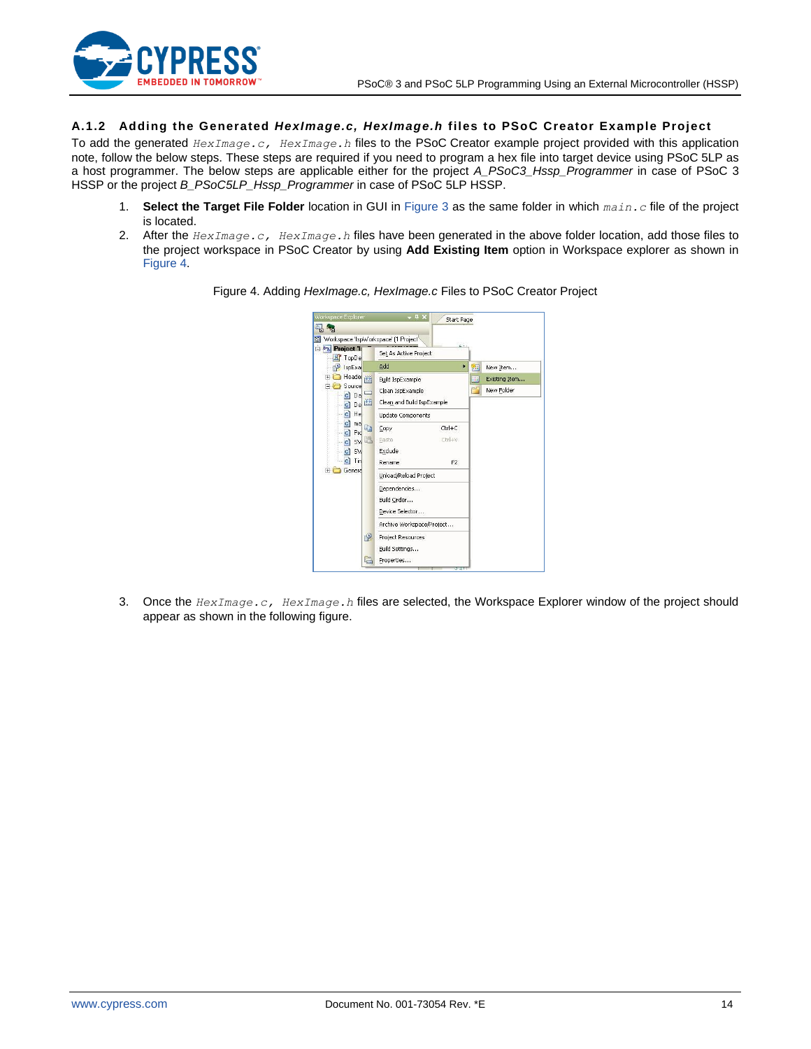### A.1.2 Adding the Generated *HexImage.c, HexImage.h* files to PSoC Creator Example Project

To add the generated `HexImage.c, HexImage.h` files to the PSoC Creator example project provided with this application note, follow the below steps. These steps are required if you need to program a hex file into target device using PSoC 5LP as a host programmer. The below steps are applicable either for the project *A_PSoC3_Hssp_Programmer* in case of PSoC 3 HSSP or the project *B_PSoC5LP_Hssp_Programmer* in case of PSoC 5LP HSSP.

1. **Select the Target File Folder** location in GUI in Figure 3 as the same folder in which `main.c` file of the project is located.
2. After the `HexImage.c, HexImage.h` files have been generated in the above folder location, add those files to the project workspace in PSoC Creator by using **Add Existing Item** option in Workspace explorer as shown in Figure 4.

Figure 4. Adding *HexImage.c, HexImage.c* Files to PSoC Creator Project

3. Once the `HexImage.c, HexImage.h` files are selected, the Workspace Explorer window of the project should appear as shown in the following figure.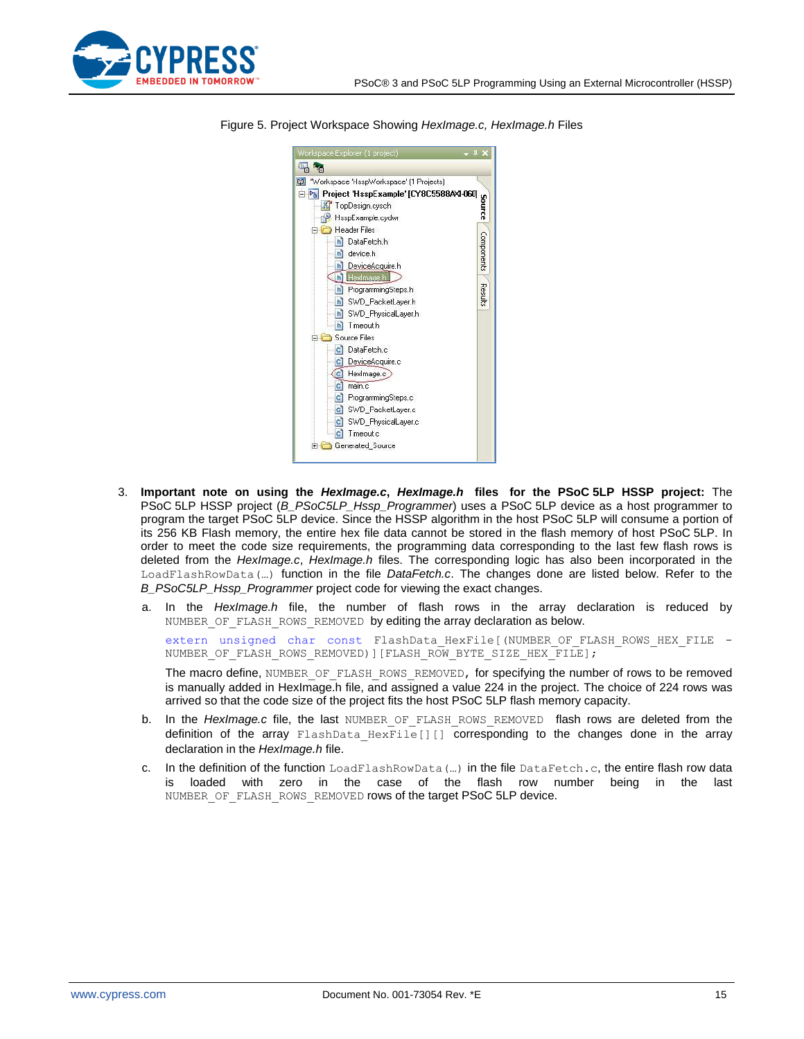Figure 5. Project Workspace Showing *HexImage.c, HexImage.h* Files

3. **Important note on using the *HexImage.c*, *HexImage.h* files for the PSoC 5LP HSSP project:** The PSoC 5LP HSSP project (*B_PSoC5LP_Hssp_Programmer*) uses a PSoC 5LP device as a host programmer to program the target PSoC 5LP device. Since the HSSP algorithm in the host PSoC 5LP will consume a portion of its 256 KB Flash memory, the entire hex file data cannot be stored in the flash memory of host PSoC 5LP. In order to meet the code size requirements, the programming data corresponding to the last few flash rows is deleted from the *HexImage.c*, *HexImage.h* files. The corresponding logic has also been incorporated in the `LoadFlashRowData(…)` function in the file *DataFetch.c*. The changes done are listed below. Refer to the *B_PSoC5LP_Hssp_Programmer* project code for viewing the exact changes.

   a. In the *HexImage.h* file, the number of flash rows in the array declaration is reduced by `NUMBER_OF_FLASH_ROWS_REMOVED` by editing the array declaration as below.

   ```
   extern unsigned char const FlashData_HexFile[(NUMBER_OF_FLASH_ROWS_HEX_FILE - NUMBER_OF_FLASH_ROWS_REMOVED)][FLASH_ROW_BYTE_SIZE_HEX_FILE];
   ```

   The macro define, `NUMBER_OF_FLASH_ROWS_REMOVED`, for specifying the number of rows to be removed is manually added in HexImage.h file, and assigned a value 224 in the project. The choice of 224 rows was arrived so that the code size of the project fits the host PSoC 5LP flash memory capacity.

   b. In the *HexImage.c* file, the last `NUMBER_OF_FLASH_ROWS_REMOVED` flash rows are deleted from the definition of the array `FlashData_HexFile[][]` corresponding to the changes done in the array declaration in the *HexImage.h* file.

   c. In the definition of the function `LoadFlashRowData(…)` in the file `DataFetch.c`, the entire flash row data is loaded with zero in the case of the flash row number being in the last `NUMBER_OF_FLASH_ROWS_REMOVED` rows of the target PSoC 5LP device.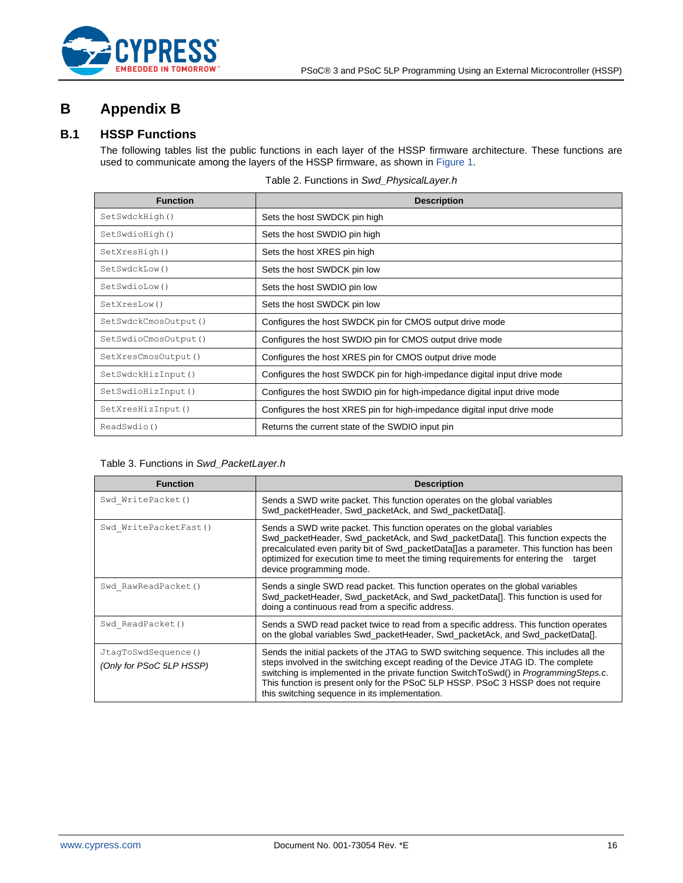# B Appendix B

## B.1 HSSP Functions

The following tables list the public functions in each layer of the HSSP firmware architecture. These functions are used to communicate among the layers of the HSSP firmware, as shown in Figure 1.

Table 2. Functions in *Swd_PhysicalLayer.h*

| Function | Description |
|---|---|
| `SetSwdckHigh()` | Sets the host SWDCK pin high |
| `SetSwdioHigh()` | Sets the host SWDIO pin high |
| `SetXresHigh()` | Sets the host XRES pin high |
| `SetSwdckLow()` | Sets the host SWDCK pin low |
| `SetSwdioLow()` | Sets the host SWDIO pin low |
| `SetXresLow()` | Sets the host SWDCK pin low |
| `SetSwdckCmosOutput()` | Configures the host SWDCK pin for CMOS output drive mode |
| `SetSwdioCmosOutput()` | Configures the host SWDIO pin for CMOS output drive mode |
| `SetXresCmosOutput()` | Configures the host XRES pin for CMOS output drive mode |
| `SetSwdckHizInput()` | Configures the host SWDCK pin for high-impedance digital input drive mode |
| `SetSwdioHizInput()` | Configures the host SWDIO pin for high-impedance digital input drive mode |
| `SetXresHizInput()` | Configures the host XRES pin for high-impedance digital input drive mode |
| `ReadSwdio()` | Returns the current state of the SWDIO input pin |

Table 3. Functions in *Swd_PacketLayer.h*

| Function | Description |
|---|---|
| `Swd_WritePacket()` | Sends a SWD write packet. This function operates on the global variables Swd_packetHeader, Swd_packetAck, and Swd_packetData[]. |
| `Swd_WritePacketFast()` | Sends a SWD write packet. This function operates on the global variables Swd_packetHeader, Swd_packetAck, and Swd_packetData[]. This function expects the precalculated even parity bit of Swd_packetData[]as a parameter. This function has been optimized for execution time to meet the timing requirements for entering the target device programming mode. |
| `Swd_RawReadPacket()` | Sends a single SWD read packet. This function operates on the global variables Swd_packetHeader, Swd_packetAck, and Swd_packetData[]. This function is used for doing a continuous read from a specific address. |
| `Swd_ReadPacket()` | Sends a SWD read packet twice to read from a specific address. This function operates on the global variables Swd_packetHeader, Swd_packetAck, and Swd_packetData[]. |
| `JtagToSwdSequence()` *(Only for PSoC 5LP HSSP)* | Sends the initial packets of the JTAG to SWD switching sequence. This includes all the steps involved in the switching except reading of the Device JTAG ID. The complete switching is implemented in the private function SwitchToSwd() in *ProgrammingSteps.c*. This function is present only for the PSoC 5LP HSSP. PSoC 3 HSSP does not require this switching sequence in its implementation. |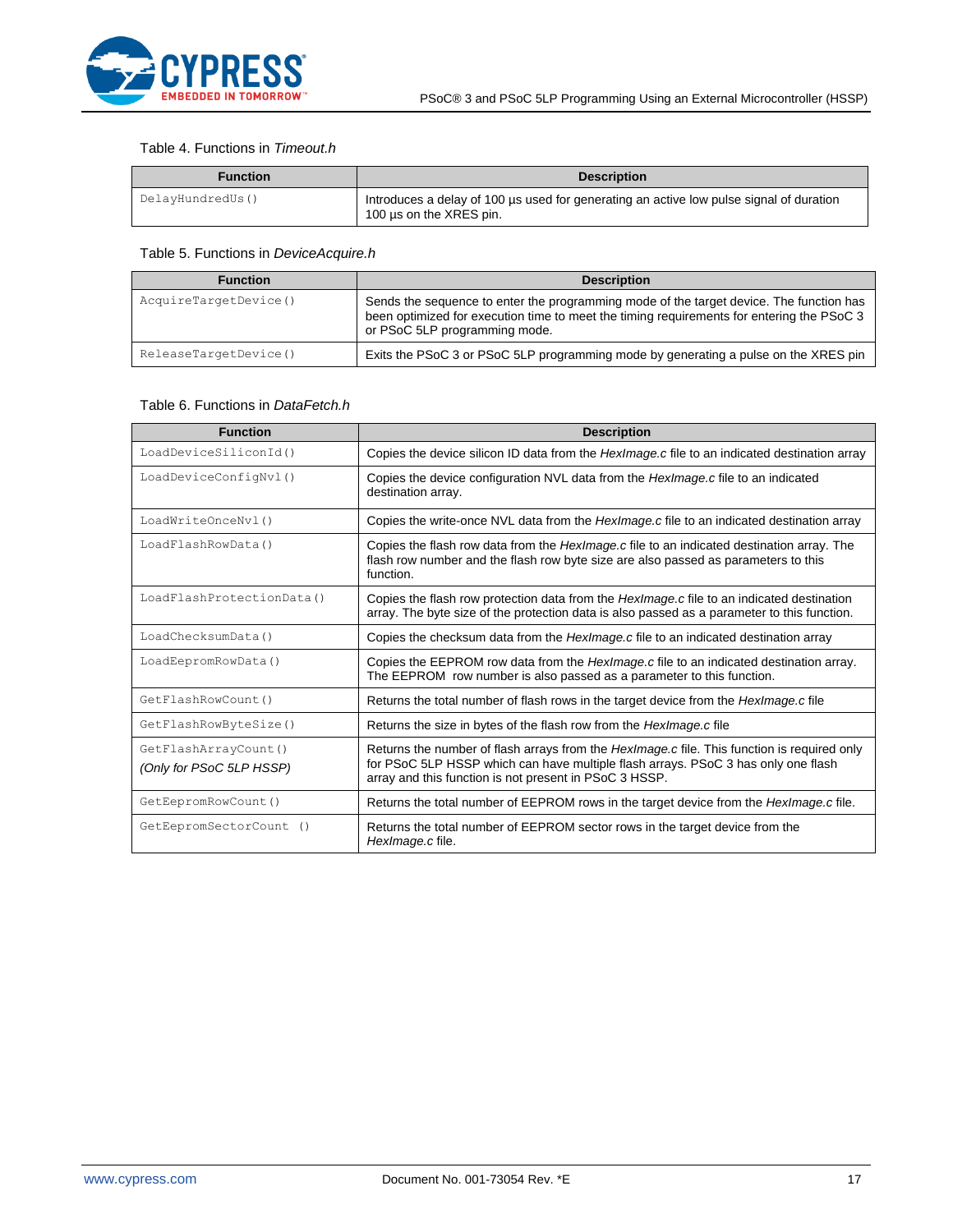Table 4. Functions in *Timeout.h*

| Function | Description |
|---|---|
| `DelayHundredUs()` | Introduces a delay of 100 µs used for generating an active low pulse signal of duration 100 µs on the XRES pin. |

Table 5. Functions in *DeviceAcquire.h*

| Function | Description |
|---|---|
| `AcquireTargetDevice()` | Sends the sequence to enter the programming mode of the target device. The function has been optimized for execution time to meet the timing requirements for entering the PSoC 3 or PSoC 5LP programming mode. |
| `ReleaseTargetDevice()` | Exits the PSoC 3 or PSoC 5LP programming mode by generating a pulse on the XRES pin |

Table 6. Functions in *DataFetch.h*

| Function | Description |
|---|---|
| `LoadDeviceSiliconId()` | Copies the device silicon ID data from the *HexImage.c* file to an indicated destination array |
| `LoadDeviceConfigNvl()` | Copies the device configuration NVL data from the *HexImage.c* file to an indicated destination array. |
| `LoadWriteOnceNvl()` | Copies the write-once NVL data from the *HexImage.c* file to an indicated destination array |
| `LoadFlashRowData()` | Copies the flash row data from the *HexImage.c* file to an indicated destination array. The flash row number and the flash row byte size are also passed as parameters to this function. |
| `LoadFlashProtectionData()` | Copies the flash row protection data from the *HexImage.c* file to an indicated destination array. The byte size of the protection data is also passed as a parameter to this function. |
| `LoadChecksumData()` | Copies the checksum data from the *HexImage.c* file to an indicated destination array |
| `LoadEepromRowData()` | Copies the EEPROM row data from the *HexImage.c* file to an indicated destination array. The EEPROM row number is also passed as a parameter to this function. |
| `GetFlashRowCount()` | Returns the total number of flash rows in the target device from the *HexImage.c* file |
| `GetFlashRowByteSize()` | Returns the size in bytes of the flash row from the *HexImage.c* file |
| `GetFlashArrayCount()` *(Only for PSoC 5LP HSSP)* | Returns the number of flash arrays from the *HexImage.c* file. This function is required only for PSoC 5LP HSSP which can have multiple flash arrays. PSoC 3 has only one flash array and this function is not present in PSoC 3 HSSP. |
| `GetEepromRowCount()` | Returns the total number of EEPROM rows in the target device from the *HexImage.c* file. |
| `GetEepromSectorCount ()` | Returns the total number of EEPROM sector rows in the target device from the *HexImage.c* file. |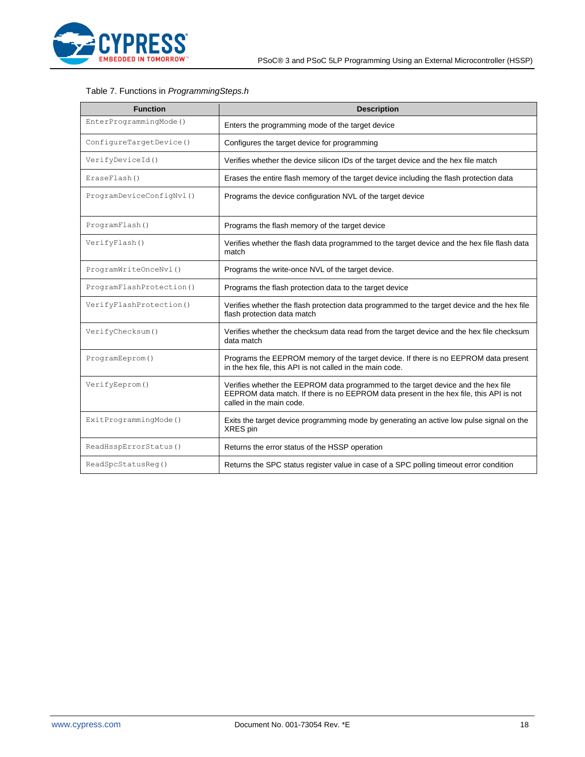Table 7. Functions in *ProgrammingSteps.h*

| Function | Description |
| --- | --- |
| `EnterProgrammingMode()` | Enters the programming mode of the target device |
| `ConfigureTargetDevice()` | Configures the target device for programming |
| `VerifyDeviceId()` | Verifies whether the device silicon IDs of the target device and the hex file match |
| `EraseFlash()` | Erases the entire flash memory of the target device including the flash protection data |
| `ProgramDeviceConfigNvl()` | Programs the device configuration NVL of the target device |
| `ProgramFlash()` | Programs the flash memory of the target device |
| `VerifyFlash()` | Verifies whether the flash data programmed to the target device and the hex file flash data match |
| `ProgramWriteOnceNvl()` | Programs the write-once NVL of the target device. |
| `ProgramFlashProtection()` | Programs the flash protection data to the target device |
| `VerifyFlashProtection()` | Verifies whether the flash protection data programmed to the target device and the hex file flash protection data match |
| `VerifyChecksum()` | Verifies whether the checksum data read from the target device and the hex file checksum data match |
| `ProgramEeprom()` | Programs the EEPROM memory of the target device. If there is no EEPROM data present in the hex file, this API is not called in the main code. |
| `VerifyEeprom()` | Verifies whether the EEPROM data programmed to the target device and the hex file EEPROM data match. If there is no EEPROM data present in the hex file, this API is not called in the main code. |
| `ExitProgrammingMode()` | Exits the target device programming mode by generating an active low pulse signal on the XRES pin |
| `ReadHsspErrorStatus()` | Returns the error status of the HSSP operation |
| `ReadSpcStatusReg()` | Returns the SPC status register value in case of a SPC polling timeout error condition |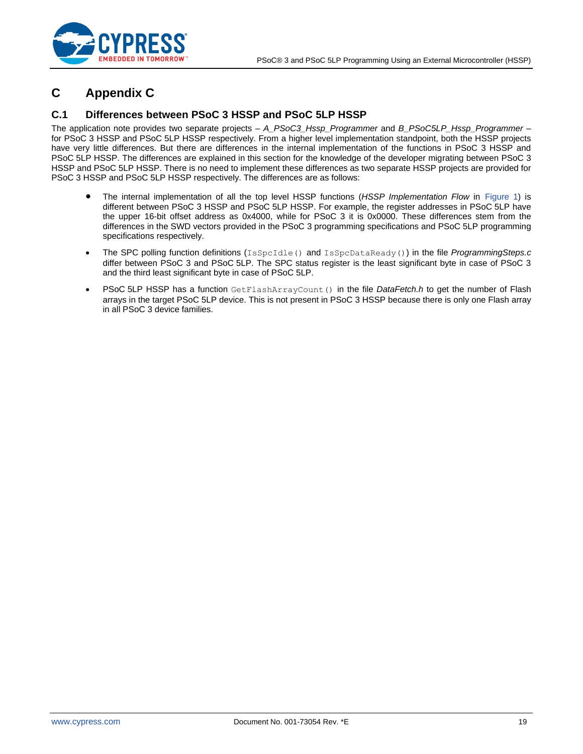# C Appendix C

## C.1 Differences between PSoC 3 HSSP and PSoC 5LP HSSP

The application note provides two separate projects – *A_PSoC3_Hssp_Programmer* and *B_PSoC5LP_Hssp_Programmer* – for PSoC 3 HSSP and PSoC 5LP HSSP respectively. From a higher level implementation standpoint, both the HSSP projects have very little differences. But there are differences in the internal implementation of the functions in PSoC 3 HSSP and PSoC 5LP HSSP. The differences are explained in this section for the knowledge of the developer migrating between PSoC 3 HSSP and PSoC 5LP HSSP. There is no need to implement these differences as two separate HSSP projects are provided for PSoC 3 HSSP and PSoC 5LP HSSP respectively. The differences are as follows:

- The internal implementation of all the top level HSSP functions (*HSSP Implementation Flow* in Figure 1) is different between PSoC 3 HSSP and PSoC 5LP HSSP. For example, the register addresses in PSoC 5LP have the upper 16-bit offset address as 0x4000, while for PSoC 3 it is 0x0000. These differences stem from the differences in the SWD vectors provided in the PSoC 3 programming specifications and PSoC 5LP programming specifications respectively.

- The SPC polling function definitions (`IsSpcIdle()` and `IsSpcDataReady()`) in the file *ProgrammingSteps.c* differ between PSoC 3 and PSoC 5LP. The SPC status register is the least significant byte in case of PSoC 3 and the third least significant byte in case of PSoC 5LP.

- PSoC 5LP HSSP has a function `GetFlashArrayCount()` in the file *DataFetch.h* to get the number of Flash arrays in the target PSoC 5LP device. This is not present in PSoC 3 HSSP because there is only one Flash array in all PSoC 3 device families.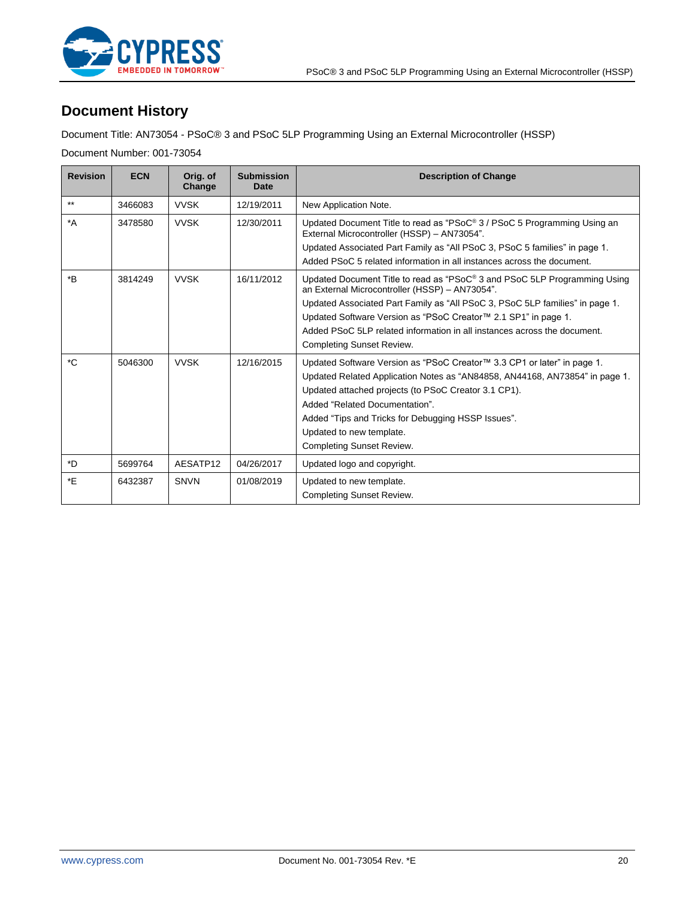# Document History

Document Title: AN73054 - PSoC® 3 and PSoC 5LP Programming Using an External Microcontroller (HSSP)

Document Number: 001-73054

| Revision | ECN | Orig. of Change | Submission Date | Description of Change |
|---|---|---|---|---|
| ** | 3466083 | VVSK | 12/19/2011 | New Application Note. |
| *A | 3478580 | VVSK | 12/30/2011 | Updated Document Title to read as "PSoC® 3 / PSoC 5 Programming Using an External Microcontroller (HSSP) – AN73054".<br>Updated Associated Part Family as "All PSoC 3, PSoC 5 families" in page 1.<br>Added PSoC 5 related information in all instances across the document. |
| *B | 3814249 | VVSK | 16/11/2012 | Updated Document Title to read as "PSoC® 3 and PSoC 5LP Programming Using an External Microcontroller (HSSP) – AN73054".<br>Updated Associated Part Family as "All PSoC 3, PSoC 5LP families" in page 1.<br>Updated Software Version as "PSoC Creator™ 2.1 SP1" in page 1.<br>Added PSoC 5LP related information in all instances across the document.<br>Completing Sunset Review. |
| *C | 5046300 | VVSK | 12/16/2015 | Updated Software Version as "PSoC Creator™ 3.3 CP1 or later" in page 1.<br>Updated Related Application Notes as "AN84858, AN44168, AN73854" in page 1.<br>Updated attached projects (to PSoC Creator 3.1 CP1).<br>Added "Related Documentation".<br>Added "Tips and Tricks for Debugging HSSP Issues".<br>Updated to new template.<br>Completing Sunset Review. |
| *D | 5699764 | AESATP12 | 04/26/2017 | Updated logo and copyright. |
| *E | 6432387 | SNVN | 01/08/2019 | Updated to new template.<br>Completing Sunset Review. |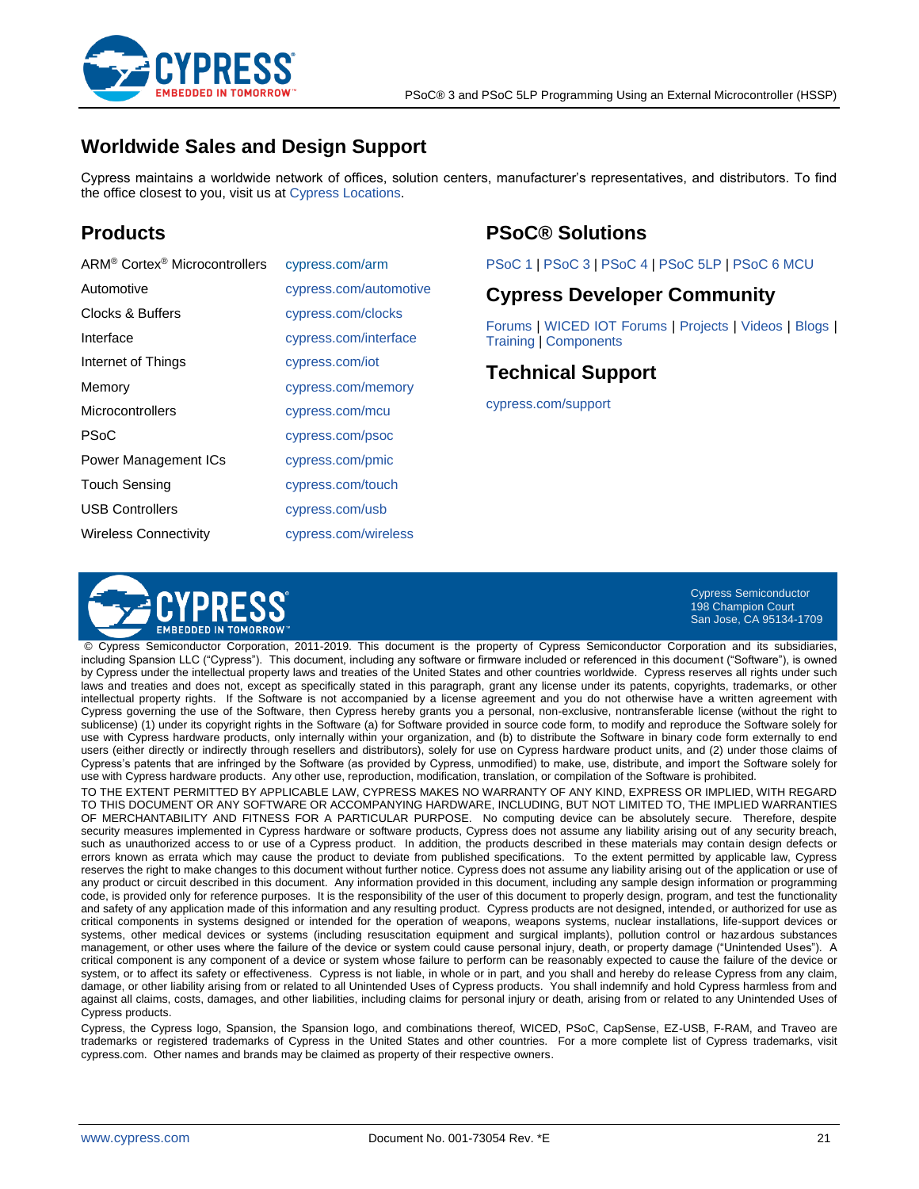## Worldwide Sales and Design Support

Cypress maintains a worldwide network of offices, solution centers, manufacturer's representatives, and distributors. To find the office closest to you, visit us at Cypress Locations.

## Products

| | |
|---|---|
| ARM® Cortex® Microcontrollers | cypress.com/arm |
| Automotive | cypress.com/automotive |
| Clocks & Buffers | cypress.com/clocks |
| Interface | cypress.com/interface |
| Internet of Things | cypress.com/iot |
| Memory | cypress.com/memory |
| Microcontrollers | cypress.com/mcu |
| PSoC | cypress.com/psoc |
| Power Management ICs | cypress.com/pmic |
| Touch Sensing | cypress.com/touch |
| USB Controllers | cypress.com/usb |
| Wireless Connectivity | cypress.com/wireless |

## PSoC® Solutions

PSoC 1 | PSoC 3 | PSoC 4 | PSoC 5LP | PSoC 6 MCU

## Cypress Developer Community

Forums | WICED IOT Forums | Projects | Videos | Blogs | Training | Components

## Technical Support

cypress.com/support

Cypress Semiconductor
198 Champion Court
San Jose, CA 95134-1709

© Cypress Semiconductor Corporation, 2011-2019. This document is the property of Cypress Semiconductor Corporation and its subsidiaries, including Spansion LLC ("Cypress"). This document, including any software or firmware included or referenced in this document ("Software"), is owned by Cypress under the intellectual property laws and treaties of the United States and other countries worldwide. Cypress reserves all rights under such laws and treaties and does not, except as specifically stated in this paragraph, grant any license under its patents, copyrights, trademarks, or other intellectual property rights. If the Software is not accompanied by a license agreement and you do not otherwise have a written agreement with Cypress governing the use of the Software, then Cypress hereby grants you a personal, non-exclusive, nontransferable license (without the right to sublicense) (1) under its copyright rights in the Software (a) for Software provided in source code form, to modify and reproduce the Software solely for use with Cypress hardware products, only internally within your organization, and (b) to distribute the Software in binary code form externally to end users (either directly or indirectly through resellers and distributors), solely for use on Cypress hardware product units, and (2) under those claims of Cypress's patents that are infringed by the Software (as provided by Cypress, unmodified) to make, use, distribute, and import the Software solely for use with Cypress hardware products. Any other use, reproduction, modification, translation, or compilation of the Software is prohibited.

TO THE EXTENT PERMITTED BY APPLICABLE LAW, CYPRESS MAKES NO WARRANTY OF ANY KIND, EXPRESS OR IMPLIED, WITH REGARD TO THIS DOCUMENT OR ANY SOFTWARE OR ACCOMPANYING HARDWARE, INCLUDING, BUT NOT LIMITED TO, THE IMPLIED WARRANTIES OF MERCHANTABILITY AND FITNESS FOR A PARTICULAR PURPOSE. No computing device can be absolutely secure. Therefore, despite security measures implemented in Cypress hardware or software products, Cypress does not assume any liability arising out of any security breach, such as unauthorized access to or use of a Cypress product. In addition, the products described in these materials may contain design defects or errors known as errata which may cause the product to deviate from published specifications. To the extent permitted by applicable law, Cypress reserves the right to make changes to this document without further notice. Cypress does not assume any liability arising out of the application or use of any product or circuit described in this document. Any information provided in this document, including any sample design information or programming code, is provided only for reference purposes. It is the responsibility of the user of this document to properly design, program, and test the functionality and safety of any application made of this information and any resulting product. Cypress products are not designed, intended, or authorized for use as critical components in systems designed or intended for the operation of weapons, weapons systems, nuclear installations, life-support devices or systems, other medical devices or systems (including resuscitation equipment and surgical implants), pollution control or hazardous substances management, or other uses where the failure of the device or system could cause personal injury, death, or property damage ("Unintended Uses"). A critical component is any component of a device or system whose failure to perform can be reasonably expected to cause the failure of the device or system, or to affect its safety or effectiveness. Cypress is not liable, in whole or in part, and you shall and hereby do release Cypress from any claim, damage, or other liability arising from or related to all Unintended Uses of Cypress products. You shall indemnify and hold Cypress harmless from and against all claims, costs, damages, and other liabilities, including claims for personal injury or death, arising from or related to any Unintended Uses of Cypress products.

Cypress, the Cypress logo, Spansion, the Spansion logo, and combinations thereof, WICED, PSoC, CapSense, EZ-USB, F-RAM, and Traveo are trademarks or registered trademarks of Cypress in the United States and other countries. For a more complete list of Cypress trademarks, visit cypress.com. Other names and brands may be claimed as property of their respective owners.